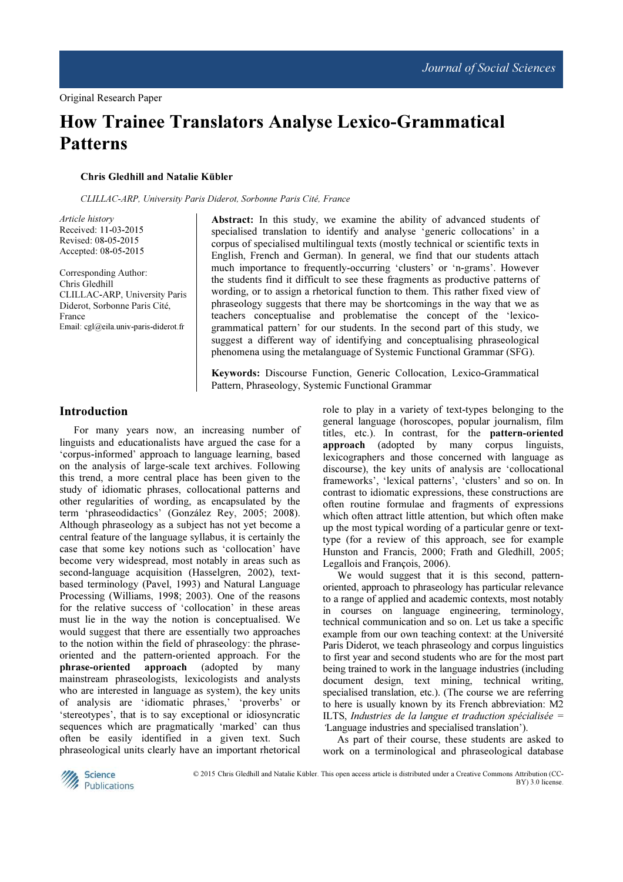Original Research Paper

# How Trainee Translators Analyse Lexico-Grammatical Patterns

**Chris Gledhill and Natalie Kübler**

*CLILLAC-ARP, University Paris Diderot, Sorbonne Paris Cité, France*

*Article history*
Received: 11-03-2015
Revised: 08-05-2015
Accepted: 08-05-2015

Corresponding Author:
Chris Gledhill
CLILLAC-ARP, University Paris Diderot, Sorbonne Paris Cité, France
Email: cgl@eila.univ-paris-diderot.fr

**Abstract:** In this study, we examine the ability of advanced students of specialised translation to identify and analyse 'generic collocations' in a corpus of specialised multilingual texts (mostly technical or scientific texts in English, French and German). In general, we find that our students attach much importance to frequently-occurring 'clusters' or 'n-grams'. However the students find it difficult to see these fragments as productive patterns of wording, or to assign a rhetorical function to them. This rather fixed view of phraseology suggests that there may be shortcomings in the way that we as teachers conceptualise and problematise the concept of the 'lexico-grammatical pattern' for our students. In the second part of this study, we suggest a different way of identifying and conceptualising phraseological phenomena using the metalanguage of Systemic Functional Grammar (SFG).

**Keywords:** Discourse Function, Generic Collocation, Lexico-Grammatical Pattern, Phraseology, Systemic Functional Grammar

## Introduction

For many years now, an increasing number of linguists and educationalists have argued the case for a 'corpus-informed' approach to language learning, based on the analysis of large-scale text archives. Following this trend, a more central place has been given to the study of idiomatic phrases, collocational patterns and other regularities of wording, as encapsulated by the term 'phraseodidactics' (González Rey, 2005; 2008). Although phraseology as a subject has not yet become a central feature of the language syllabus, it is certainly the case that some key notions such as 'collocation' have become very widespread, most notably in areas such as second-language acquisition (Hasselgren, 2002), text-based terminology (Pavel, 1993) and Natural Language Processing (Williams, 1998; 2003). One of the reasons for the relative success of 'collocation' in these areas must lie in the way the notion is conceptualised. We would suggest that there are essentially two approaches to the notion within the field of phraseology: the phrase-oriented and the pattern-oriented approach. For the **phrase-oriented approach** (adopted by many mainstream phraseologists, lexicologists and analysts who are interested in language as system), the key units of analysis are 'idiomatic phrases,' 'proverbs' or 'stereotypes', that is to say exceptional or idiosyncratic sequences which are pragmatically 'marked' can thus often be easily identified in a given text. Such phraseological units clearly have an important rhetorical role to play in a variety of text-types belonging to the general language (horoscopes, popular journalism, film titles, etc.). In contrast, for the **pattern-oriented approach** (adopted by many corpus linguists, lexicographers and those concerned with language as discourse), the key units of analysis are 'collocational frameworks', 'lexical patterns', 'clusters' and so on. In contrast to idiomatic expressions, these constructions are often routine formulae and fragments of expressions which often attract little attention, but which often make up the most typical wording of a particular genre or text-type (for a review of this approach, see for example Hunston and Francis, 2000; Frath and Gledhill, 2005; Legallois and François, 2006).

We would suggest that it is this second, pattern-oriented, approach to phraseology has particular relevance to a range of applied and academic contexts, most notably in courses on language engineering, terminology, technical communication and so on. Let us take a specific example from our own teaching context: at the Université Paris Diderot, we teach phraseology and corpus linguistics to first year and second students who are for the most part being trained to work in the language industries (including document design, text mining, technical writing, specialised translation, etc.). (The course we are referring to here is usually known by its French abbreviation: M2 ILTS, *Industries de la langue et traduction spécialisée* = 'Language industries and specialised translation').

As part of their course, these students are asked to work on a terminological and phraseological database

© 2015 Chris Gledhill and Natalie Kübler. This open access article is distributed under a Creative Commons Attribution (CC-BY) 3.0 license.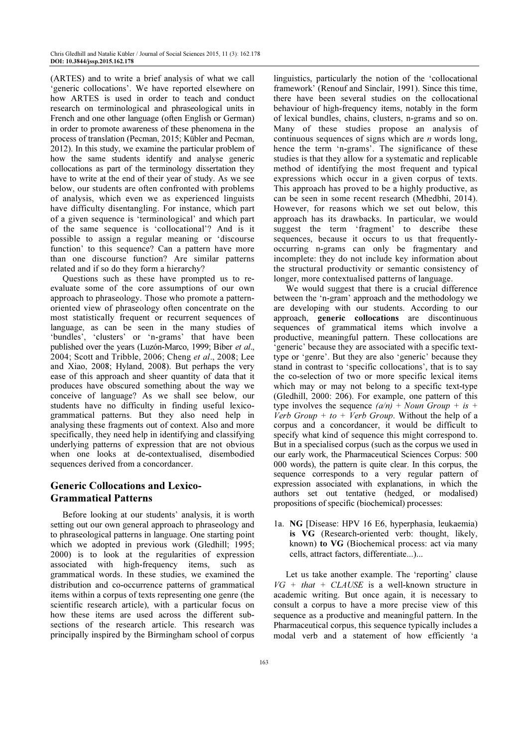(ARTES) and to write a brief analysis of what we call 'generic collocations'. We have reported elsewhere on how ARTES is used in order to teach and conduct research on terminological and phraseological units in French and one other language (often English or German) in order to promote awareness of these phenomena in the process of translation (Pecman, 2015; Kübler and Pecman, 2012). In this study, we examine the particular problem of how the same students identify and analyse generic collocations as part of the terminology dissertation they have to write at the end of their year of study. As we see below, our students are often confronted with problems of analysis, which even we as experienced linguists have difficulty disentangling. For instance, which part of a given sequence is 'terminological' and which part of the same sequence is 'collocational'? And is it possible to assign a regular meaning or 'discourse function' to this sequence? Can a pattern have more than one discourse function? Are similar patterns related and if so do they form a hierarchy?

Questions such as these have prompted us to re-evaluate some of the core assumptions of our own approach to phraseology. Those who promote a pattern-oriented view of phraseology often concentrate on the most statistically frequent or recurrent sequences of language, as can be seen in the many studies of 'bundles', 'clusters' or 'n-grams' that have been published over the years (Luzón-Marco, 1999; Biber *et al*., 2004; Scott and Tribble, 2006; Cheng *et al*., 2008; Lee and Xiao, 2008; Hyland, 2008). But perhaps the very ease of this approach and sheer quantity of data that it produces have obscured something about the way we conceive of language? As we shall see below, our students have no difficulty in finding useful lexico-grammatical patterns. But they also need help in analysing these fragments out of context. Also and more specifically, they need help in identifying and classifying underlying patterns of expression that are not obvious when one looks at de-contextualised, disembodied sequences derived from a concordancer.

## Generic Collocations and Lexico-Grammatical Patterns

Before looking at our students' analysis, it is worth setting out our own general approach to phraseology and to phraseological patterns in language. One starting point which we adopted in previous work (Gledhill; 1995; 2000) is to look at the regularities of expression associated with high-frequency items, such as grammatical words. In these studies, we examined the distribution and co-occurrence patterns of grammatical items within a corpus of texts representing one genre (the scientific research article), with a particular focus on how these items are used across the different sub-sections of the research article. This research was principally inspired by the Birmingham school of corpus linguistics, particularly the notion of the 'collocational framework' (Renouf and Sinclair, 1991). Since this time, there have been several studies on the collocational behaviour of high-frequency items, notably in the form of lexical bundles, chains, clusters, n-grams and so on. Many of these studies propose an analysis of continuous sequences of signs which are *n* words long, hence the term 'n-grams'. The significance of these studies is that they allow for a systematic and replicable method of identifying the most frequent and typical expressions which occur in a given corpus of texts. This approach has proved to be a highly productive, as can be seen in some recent research (Mhedbhi, 2014). However, for reasons which we set out below, this approach has its drawbacks. In particular, we would suggest the term 'fragment' to describe these sequences, because it occurs to us that frequently-occurring n-grams can only be fragmentary and incomplete: they do not include key information about the structural productivity or semantic consistency of longer, more contextualised patterns of language.

We would suggest that there is a crucial difference between the 'n-gram' approach and the methodology we are developing with our students. According to our approach, **generic collocations** are discontinuous sequences of grammatical items which involve a productive, meaningful pattern. These collocations are 'generic' because they are associated with a specific text-type or 'genre'. But they are also 'generic' because they stand in contrast to 'specific collocations', that is to say the co-selection of two or more specific lexical items which may or may not belong to a specific text-type (Gledhill, 2000: 206). For example, one pattern of this type involves the sequence *(a/n) + Noun Group + is + Verb Group + to + Verb Group*. Without the help of a corpus and a concordancer, it would be difficult to specify what kind of sequence this might correspond to. But in a specialised corpus (such as the corpus we used in our early work, the Pharmaceutical Sciences Corpus: 500 000 words), the pattern is quite clear. In this corpus, the sequence corresponds to a very regular pattern of expression associated with explanations, in which the authors set out tentative (hedged, or modalised) propositions of specific (biochemical) processes:

1a. **NG** [Disease: HPV 16 E6, hyperphasia, leukaemia) **is VG** (Research-oriented verb: thought, likely, known) **to VG** (Biochemical process: act via many cells, attract factors, differentiate...)...

Let us take another example. The 'reporting' clause *VG + that + CLAUSE* is a well-known structure in academic writing. But once again, it is necessary to consult a corpus to have a more precise view of this sequence as a productive and meaningful pattern. In the Pharmaceutical corpus, this sequence typically includes a modal verb and a statement of how efficiently 'a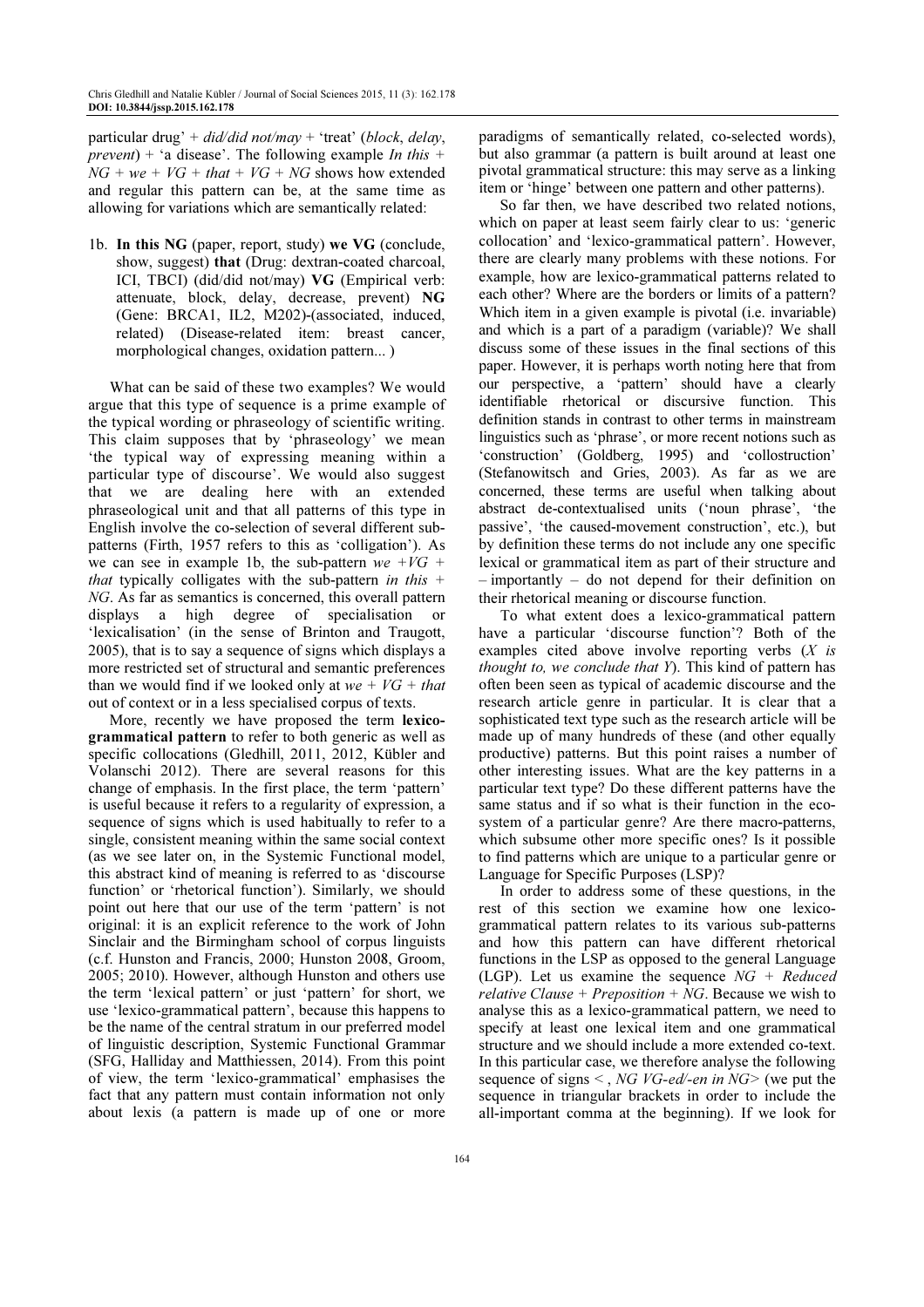particular drug' + *did/did not/may* + 'treat' (*block*, *delay*, *prevent*) + 'a disease'. The following example *In this* + *NG* + *we* + *VG* + *that* + *VG* + *NG* shows how extended and regular this pattern can be, at the same time as allowing for variations which are semantically related:

1b. **In this NG** (paper, report, study) **we VG** (conclude, show, suggest) **that** (Drug: dextran-coated charcoal, ICI, TBCI) (did/did not/may) **VG** (Empirical verb: attenuate, block, delay, decrease, prevent) **NG** (Gene: BRCA1, IL2, M202)-(associated, induced, related) (Disease-related item: breast cancer, morphological changes, oxidation pattern... )

What can be said of these two examples? We would argue that this type of sequence is a prime example of the typical wording or phraseology of scientific writing. This claim supposes that by 'phraseology' we mean 'the typical way of expressing meaning within a particular type of discourse'. We would also suggest that we are dealing here with an extended phraseological unit and that all patterns of this type in English involve the co-selection of several different sub-patterns (Firth, 1957 refers to this as 'colligation'). As we can see in example 1b, the sub-pattern *we* +*VG* + *that* typically colligates with the sub-pattern *in this* + *NG*. As far as semantics is concerned, this overall pattern displays a high degree of specialisation or 'lexicalisation' (in the sense of Brinton and Traugott, 2005), that is to say a sequence of signs which displays a more restricted set of structural and semantic preferences than we would find if we looked only at *we* + *VG* + *that* out of context or in a less specialised corpus of texts.

More, recently we have proposed the term **lexico-grammatical pattern** to refer to both generic as well as specific collocations (Gledhill, 2011, 2012, Kübler and Volanschi 2012). There are several reasons for this change of emphasis. In the first place, the term 'pattern' is useful because it refers to a regularity of expression, a sequence of signs which is used habitually to refer to a single, consistent meaning within the same social context (as we see later on, in the Systemic Functional model, this abstract kind of meaning is referred to as 'discourse function' or 'rhetorical function'). Similarly, we should point out here that our use of the term 'pattern' is not original: it is an explicit reference to the work of John Sinclair and the Birmingham school of corpus linguists (c.f. Hunston and Francis, 2000; Hunston 2008, Groom, 2005; 2010). However, although Hunston and others use the term 'lexical pattern' or just 'pattern' for short, we use 'lexico-grammatical pattern', because this happens to be the name of the central stratum in our preferred model of linguistic description, Systemic Functional Grammar (SFG, Halliday and Matthiessen, 2014). From this point of view, the term 'lexico-grammatical' emphasises the fact that any pattern must contain information not only about lexis (a pattern is made up of one or more paradigms of semantically related, co-selected words), but also grammar (a pattern is built around at least one pivotal grammatical structure: this may serve as a linking item or 'hinge' between one pattern and other patterns).

So far then, we have described two related notions, which on paper at least seem fairly clear to us: 'generic collocation' and 'lexico-grammatical pattern'. However, there are clearly many problems with these notions. For example, how are lexico-grammatical patterns related to each other? Where are the borders or limits of a pattern? Which item in a given example is pivotal (i.e. invariable) and which is a part of a paradigm (variable)? We shall discuss some of these issues in the final sections of this paper. However, it is perhaps worth noting here that from our perspective, a 'pattern' should have a clearly identifiable rhetorical or discursive function. This definition stands in contrast to other terms in mainstream linguistics such as 'phrase', or more recent notions such as 'construction' (Goldberg, 1995) and 'collostruction' (Stefanowitsch and Gries, 2003). As far as we are concerned, these terms are useful when talking about abstract de-contextualised units ('noun phrase', 'the passive', 'the caused-movement construction', etc.), but by definition these terms do not include any one specific lexical or grammatical item as part of their structure and – importantly – do not depend for their definition on their rhetorical meaning or discourse function.

To what extent does a lexico-grammatical pattern have a particular 'discourse function'? Both of the examples cited above involve reporting verbs (*X is thought to, we conclude that Y*). This kind of pattern has often been seen as typical of academic discourse and the research article genre in particular. It is clear that a sophisticated text type such as the research article will be made up of many hundreds of these (and other equally productive) patterns. But this point raises a number of other interesting issues. What are the key patterns in a particular text type? Do these different patterns have the same status and if so what is their function in the eco-system of a particular genre? Are there macro-patterns, which subsume other more specific ones? Is it possible to find patterns which are unique to a particular genre or Language for Specific Purposes (LSP)?

In order to address some of these questions, in the rest of this section we examine how one lexico-grammatical pattern relates to its various sub-patterns and how this pattern can have different rhetorical functions in the LSP as opposed to the general Language (LGP). Let us examine the sequence *NG* + *Reduced relative Clause* + *Preposition* + *NG*. Because we wish to analyse this as a lexico-grammatical pattern, we need to specify at least one lexical item and one grammatical structure and we should include a more extended co-text. In this particular case, we therefore analyse the following sequence of signs < , *NG VG-ed/-en in NG*> (we put the sequence in triangular brackets in order to include the all-important comma at the beginning). If we look for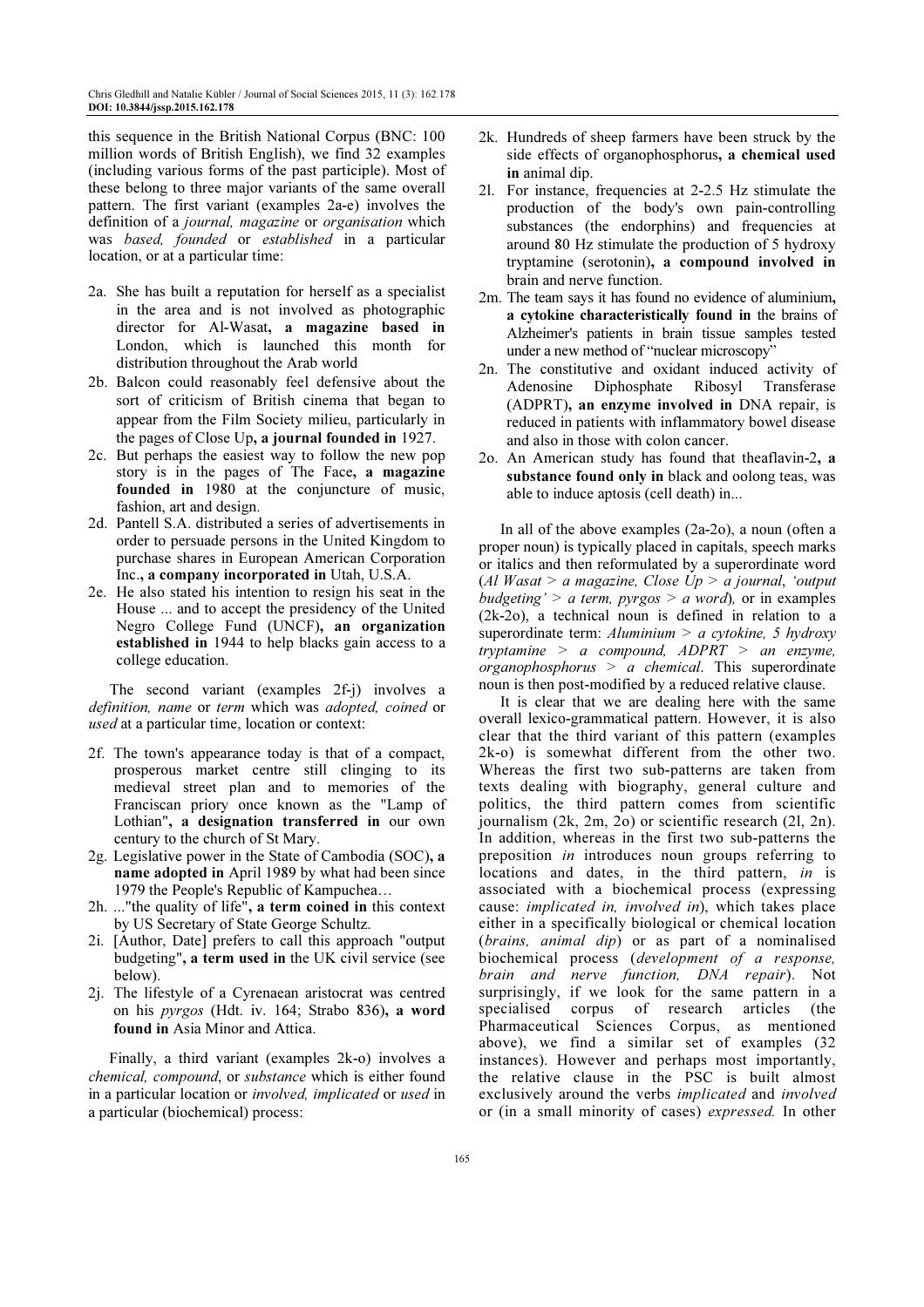this sequence in the British National Corpus (BNC: 100 million words of British English), we find 32 examples (including various forms of the past participle). Most of these belong to three major variants of the same overall pattern. The first variant (examples 2a-e) involves the definition of a *journal, magazine* or *organisation* which was *based, founded* or *established* in a particular location, or at a particular time:

2a. She has built a reputation for herself as a specialist in the area and is not involved as photographic director for Al-Wasat**, a magazine based in** London, which is launched this month for distribution throughout the Arab world
2b. Balcon could reasonably feel defensive about the sort of criticism of British cinema that began to appear from the Film Society milieu, particularly in the pages of Close Up**, a journal founded in** 1927.
2c. But perhaps the easiest way to follow the new pop story is in the pages of The Face**, a magazine founded in** 1980 at the conjuncture of music, fashion, art and design.
2d. Pantell S.A. distributed a series of advertisements in order to persuade persons in the United Kingdom to purchase shares in European American Corporation Inc.**, a company incorporated in** Utah, U.S.A.
2e. He also stated his intention to resign his seat in the House ... and to accept the presidency of the United Negro College Fund (UNCF)**, an organization established in** 1944 to help blacks gain access to a college education.

The second variant (examples 2f-j) involves a *definition, name* or *term* which was *adopted, coined* or *used* at a particular time, location or context:

2f. The town's appearance today is that of a compact, prosperous market centre still clinging to its medieval street plan and to memories of the Franciscan priory once known as the "Lamp of Lothian"**, a designation transferred in** our own century to the church of St Mary.
2g. Legislative power in the State of Cambodia (SOC)**, a name adopted in** April 1989 by what had been since 1979 the People's Republic of Kampuchea…
2h. ..."the quality of life"**, a term coined in** this context by US Secretary of State George Schultz.
2i. [Author, Date] prefers to call this approach "output budgeting"**, a term used in** the UK civil service (see below).
2j. The lifestyle of a Cyrenaean aristocrat was centred on his *pyrgos* (Hdt. iv. 164; Strabo 836)**, a word found in** Asia Minor and Attica.

Finally, a third variant (examples 2k-o) involves a *chemical, compound*, or *substance* which is either found in a particular location or *involved, implicated* or *used* in a particular (biochemical) process:

2k. Hundreds of sheep farmers have been struck by the side effects of organophosphorus**, a chemical used in** animal dip.
2l. For instance, frequencies at 2-2.5 Hz stimulate the production of the body's own pain-controlling substances (the endorphins) and frequencies at around 80 Hz stimulate the production of 5 hydroxy tryptamine (serotonin)**, a compound involved in** brain and nerve function.
2m. The team says it has found no evidence of aluminium**, a cytokine characteristically found in** the brains of Alzheimer's patients in brain tissue samples tested under a new method of "nuclear microscopy"
2n. The constitutive and oxidant induced activity of Adenosine Diphosphate Ribosyl Transferase (ADPRT)**, an enzyme involved in** DNA repair, is reduced in patients with inflammatory bowel disease and also in those with colon cancer.
2o. An American study has found that theaflavin-2**, a substance found only in** black and oolong teas, was able to induce aptosis (cell death) in...

In all of the above examples (2a-2o), a noun (often a proper noun) is typically placed in capitals, speech marks or italics and then reformulated by a superordinate word (*Al Wasat > a magazine, Close Up > a journal*, *'output budgeting' > a term, pyrgos > a word*), or in examples (2k-2o), a technical noun is defined in relation to a superordinate term: *Aluminium > a cytokine, 5 hydroxy tryptamine > a compound, ADPRT > an enzyme, organophosphorus > a chemical*. This superordinate noun is then post-modified by a reduced relative clause.

It is clear that we are dealing here with the same overall lexico-grammatical pattern. However, it is also clear that the third variant of this pattern (examples 2k-o) is somewhat different from the other two. Whereas the first two sub-patterns are taken from texts dealing with biography, general culture and politics, the third pattern comes from scientific journalism (2k, 2m, 2o) or scientific research (2l, 2n). In addition, whereas in the first two sub-patterns the preposition *in* introduces noun groups referring to locations and dates, in the third pattern, *in* is associated with a biochemical process (expressing cause: *implicated in, involved in*), which takes place either in a specifically biological or chemical location (*brains, animal dip*) or as part of a nominalised biochemical process (*development of a response, brain and nerve function, DNA repair*). Not surprisingly, if we look for the same pattern in a specialised corpus of research articles (the Pharmaceutical Sciences Corpus, as mentioned above), we find a similar set of examples (32 instances). However and perhaps most importantly, the relative clause in the PSC is built almost exclusively around the verbs *implicated* and *involved* or (in a small minority of cases) *expressed.* In other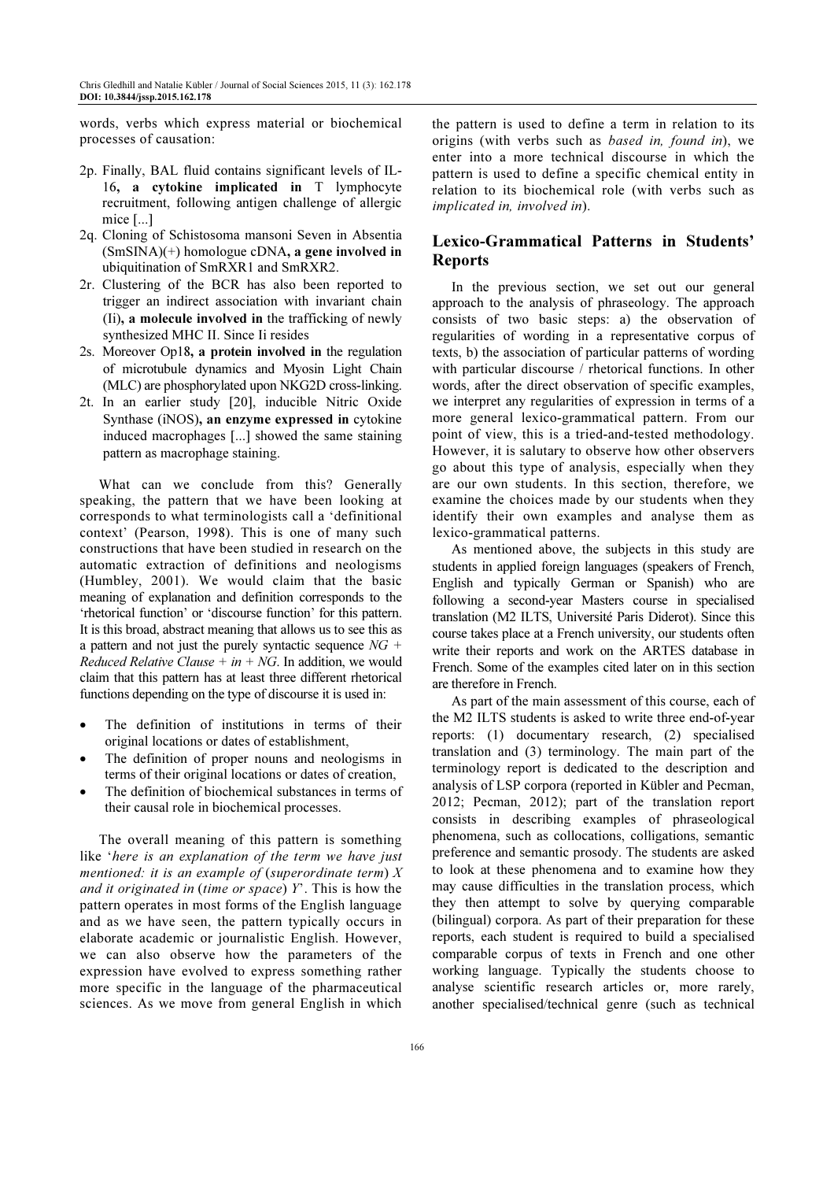words, verbs which express material or biochemical processes of causation:

2p. Finally, BAL fluid contains significant levels of IL-16**, a cytokine implicated in** T lymphocyte recruitment, following antigen challenge of allergic mice [...]

2q. Cloning of Schistosoma mansoni Seven in Absentia (SmSINA)(+) homologue cDNA**, a gene involved in** ubiquitination of SmRXR1 and SmRXR2.

2r. Clustering of the BCR has also been reported to trigger an indirect association with invariant chain (Ii)**, a molecule involved in** the trafficking of newly synthesized MHC II. Since Ii resides

2s. Moreover Op18**, a protein involved in** the regulation of microtubule dynamics and Myosin Light Chain (MLC) are phosphorylated upon NKG2D cross-linking.

2t. In an earlier study [20], inducible Nitric Oxide Synthase (iNOS)**, an enzyme expressed in** cytokine induced macrophages [...] showed the same staining pattern as macrophage staining.

What can we conclude from this? Generally speaking, the pattern that we have been looking at corresponds to what terminologists call a 'definitional context' (Pearson, 1998). This is one of many such constructions that have been studied in research on the automatic extraction of definitions and neologisms (Humbley, 2001). We would claim that the basic meaning of explanation and definition corresponds to the 'rhetorical function' or 'discourse function' for this pattern. It is this broad, abstract meaning that allows us to see this as a pattern and not just the purely syntactic sequence *NG + Reduced Relative Clause + in + NG*. In addition, we would claim that this pattern has at least three different rhetorical functions depending on the type of discourse it is used in:

- The definition of institutions in terms of their original locations or dates of establishment,
- The definition of proper nouns and neologisms in terms of their original locations or dates of creation,
- The definition of biochemical substances in terms of their causal role in biochemical processes.

The overall meaning of this pattern is something like '*here is an explanation of the term we have just mentioned: it is an example of* (*superordinate term*) *X and it originated in* (*time or space*) *Y*'. This is how the pattern operates in most forms of the English language and as we have seen, the pattern typically occurs in elaborate academic or journalistic English. However, we can also observe how the parameters of the expression have evolved to express something rather more specific in the language of the pharmaceutical sciences. As we move from general English in which the pattern is used to define a term in relation to its origins (with verbs such as *based in, found in*), we enter into a more technical discourse in which the pattern is used to define a specific chemical entity in relation to its biochemical role (with verbs such as *implicated in, involved in*).

## Lexico-Grammatical Patterns in Students' Reports

In the previous section, we set out our general approach to the analysis of phraseology. The approach consists of two basic steps: a) the observation of regularities of wording in a representative corpus of texts, b) the association of particular patterns of wording with particular discourse / rhetorical functions. In other words, after the direct observation of specific examples, we interpret any regularities of expression in terms of a more general lexico-grammatical pattern. From our point of view, this is a tried-and-tested methodology. However, it is salutary to observe how other observers go about this type of analysis, especially when they are our own students. In this section, therefore, we examine the choices made by our students when they identify their own examples and analyse them as lexico-grammatical patterns.

As mentioned above, the subjects in this study are students in applied foreign languages (speakers of French, English and typically German or Spanish) who are following a second-year Masters course in specialised translation (M2 ILTS, Université Paris Diderot). Since this course takes place at a French university, our students often write their reports and work on the ARTES database in French. Some of the examples cited later on in this section are therefore in French.

As part of the main assessment of this course, each of the M2 ILTS students is asked to write three end-of-year reports: (1) documentary research, (2) specialised translation and (3) terminology. The main part of the terminology report is dedicated to the description and analysis of LSP corpora (reported in Kübler and Pecman, 2012; Pecman, 2012); part of the translation report consists in describing examples of phraseological phenomena, such as collocations, colligations, semantic preference and semantic prosody. The students are asked to look at these phenomena and to examine how they may cause difficulties in the translation process, which they then attempt to solve by querying comparable (bilingual) corpora. As part of their preparation for these reports, each student is required to build a specialised comparable corpus of texts in French and one other working language. Typically the students choose to analyse scientific research articles or, more rarely, another specialised/technical genre (such as technical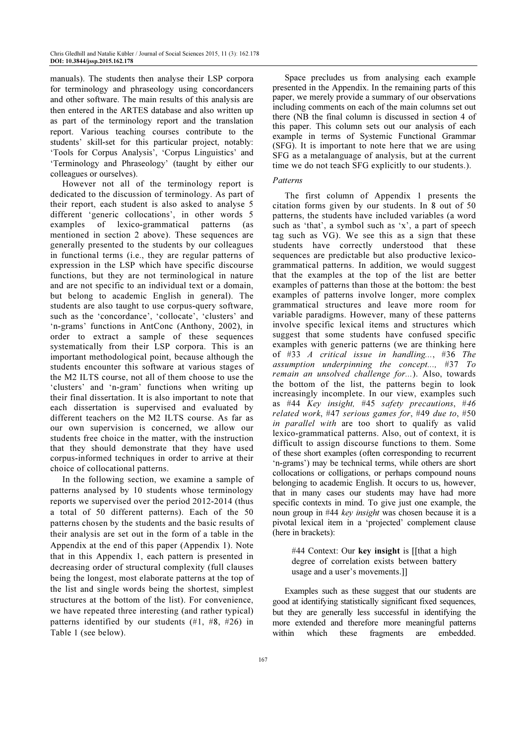manuals). The students then analyse their LSP corpora for terminology and phraseology using concordancers and other software. The main results of this analysis are then entered in the ARTES database and also written up as part of the terminology report and the translation report. Various teaching courses contribute to the students' skill-set for this particular project, notably: 'Tools for Corpus Analysis', 'Corpus Linguistics' and 'Terminology and Phraseology' (taught by either our colleagues or ourselves).

However not all of the terminology report is dedicated to the discussion of terminology. As part of their report, each student is also asked to analyse 5 different 'generic collocations', in other words 5 examples of lexico-grammatical patterns (as mentioned in section 2 above). These sequences are generally presented to the students by our colleagues in functional terms (i.e., they are regular patterns of expression in the LSP which have specific discourse functions, but they are not terminological in nature and are not specific to an individual text or a domain, but belong to academic English in general). The students are also taught to use corpus-query software, such as the 'concordance', 'collocate', 'clusters' and 'n-grams' functions in AntConc (Anthony, 2002), in order to extract a sample of these sequences systematically from their LSP corpora. This is an important methodological point, because although the students encounter this software at various stages of the M2 ILTS course, not all of them choose to use the 'clusters' and 'n-gram' functions when writing up their final dissertation. It is also important to note that each dissertation is supervised and evaluated by different teachers on the M2 ILTS course. As far as our own supervision is concerned, we allow our students free choice in the matter, with the instruction that they should demonstrate that they have used corpus-informed techniques in order to arrive at their choice of collocational patterns.

In the following section, we examine a sample of patterns analysed by 10 students whose terminology reports we supervised over the period 2012-2014 (thus a total of 50 different patterns). Each of the 50 patterns chosen by the students and the basic results of their analysis are set out in the form of a table in the Appendix at the end of this paper (Appendix 1). Note that in this Appendix 1, each pattern is presented in decreasing order of structural complexity (full clauses being the longest, most elaborate patterns at the top of the list and single words being the shortest, simplest structures at the bottom of the list). For convenience, we have repeated three interesting (and rather typical) patterns identified by our students (#1, #8, #26) in Table 1 (see below).

Space precludes us from analysing each example presented in the Appendix. In the remaining parts of this paper, we merely provide a summary of our observations including comments on each of the main columns set out there (NB the final column is discussed in section 4 of this paper. This column sets out our analysis of each example in terms of Systemic Functional Grammar (SFG). It is important to note here that we are using SFG as a metalanguage of analysis, but at the current time we do not teach SFG explicitly to our students.).

*Patterns*

The first column of Appendix 1 presents the citation forms given by our students. In 8 out of 50 patterns, the students have included variables (a word such as 'that', a symbol such as 'x', a part of speech tag such as VG). We see this as a sign that these students have correctly understood that these sequences are predictable but also productive lexico-grammatical patterns. In addition, we would suggest that the examples at the top of the list are better examples of patterns than those at the bottom: the best examples of patterns involve longer, more complex grammatical structures and leave more room for variable paradigms. However, many of these patterns involve specific lexical items and structures which suggest that some students have confused specific examples with generic patterns (we are thinking here of #33 *A critical issue in handling...*, #36 *The assumption underpinning the concept...,* #37 *To remain an unsolved challenge for...*). Also, towards the bottom of the list, the patterns begin to look increasingly incomplete. In our view, examples such as #44 *Key insight,* #45 *safety precautions*, #*46 related work*, #47 *serious games for*, #49 *due to*, #50 *in parallel with* are too short to qualify as valid lexico-grammatical patterns. Also, out of context, it is difficult to assign discourse functions to them. Some of these short examples (often corresponding to recurrent 'n-grams') may be technical terms, while others are short collocations or colligations, or perhaps compound nouns belonging to academic English. It occurs to us, however, that in many cases our students may have had more specific contexts in mind. To give just one example, the noun group in #44 *key insight* was chosen because it is a pivotal lexical item in a 'projected' complement clause (here in brackets):

> #44 Context: Our **key insight** is [[that a high degree of correlation exists between battery usage and a user's movements.]]

Examples such as these suggest that our students are good at identifying statistically significant fixed sequences, but they are generally less successful in identifying the more extended and therefore more meaningful patterns within which these fragments are embedded.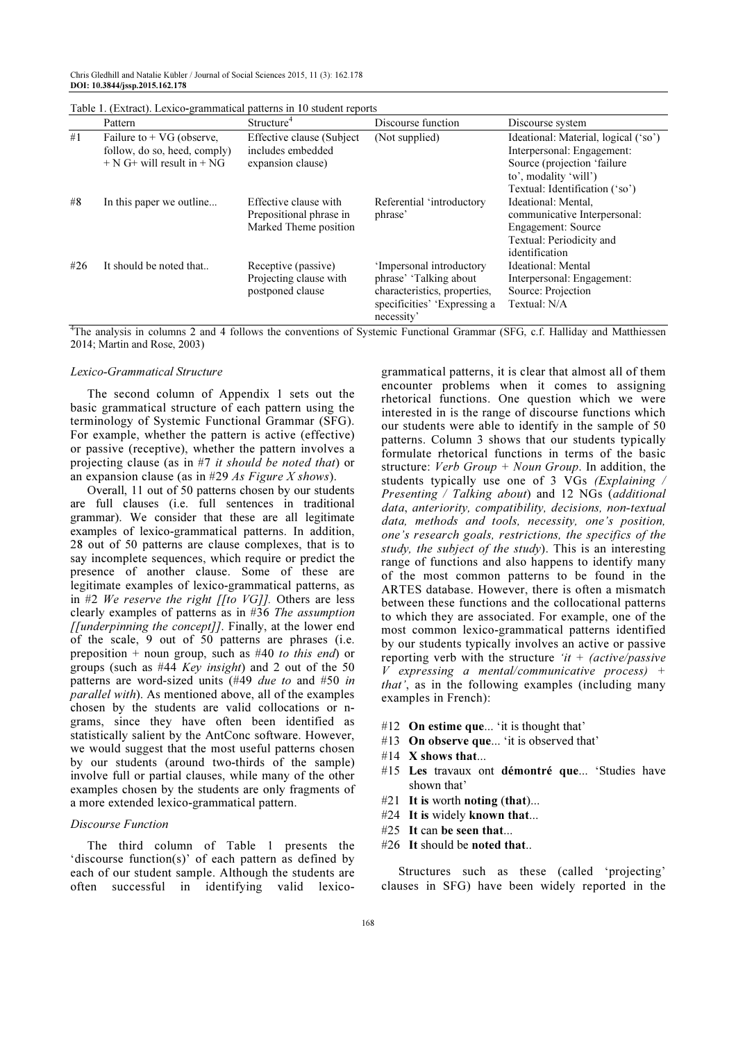Table 1. (Extract). Lexico-grammatical patterns in 10 student reports

| | Pattern | Structure[4] | Discourse function | Discourse system |
|---|---|---|---|---|
| #1 | Failure to + VG (observe, follow, do so, heed, comply) + N G+ will result in + NG | Effective clause (Subject includes embedded expansion clause) | (Not supplied) | Ideational: Material, logical ('so') Interpersonal: Engagement: Source (projection 'failure to', modality 'will') Textual: Identification ('so') |
| #8 | In this paper we outline... | Effective clause with Prepositional phrase in Marked Theme position | Referential 'introductory phrase' | Ideational: Mental, communicative Interpersonal: Engagement: Source Textual: Periodicity and identification |
| #26 | It should be noted that.. | Receptive (passive) Projecting clause with postponed clause | 'Impersonal introductory phrase' 'Talking about characteristics, properties, specificities' 'Expressing a necessity' | Ideational: Mental Interpersonal: Engagement: Source: Projection Textual: N/A |

[4]The analysis in columns 2 and 4 follows the conventions of Systemic Functional Grammar (SFG, c.f. Halliday and Matthiessen 2014; Martin and Rose, 2003)

### *Lexico-Grammatical Structure*

The second column of Appendix 1 sets out the basic grammatical structure of each pattern using the terminology of Systemic Functional Grammar (SFG). For example, whether the pattern is active (effective) or passive (receptive), whether the pattern involves a projecting clause (as in #7 *it should be noted that*) or an expansion clause (as in #29 *As Figure X shows*).

Overall, 11 out of 50 patterns chosen by our students are full clauses (i.e. full sentences in traditional grammar). We consider that these are all legitimate examples of lexico-grammatical patterns. In addition, 28 out of 50 patterns are clause complexes, that is to say incomplete sequences, which require or predict the presence of another clause. Some of these are legitimate examples of lexico-grammatical patterns, as in #2 *We reserve the right [[to VG]].* Others are less clearly examples of patterns as in #36 *The assumption [[underpinning the concept]]*. Finally, at the lower end of the scale, 9 out of 50 patterns are phrases (i.e. preposition + noun group, such as #40 *to this end*) or groups (such as #44 *Key insight*) and 2 out of the 50 patterns are word-sized units (#49 *due to* and #50 *in parallel with*). As mentioned above, all of the examples chosen by the students are valid collocations or n-grams, since they have often been identified as statistically salient by the AntConc software. However, we would suggest that the most useful patterns chosen by our students (around two-thirds of the sample) involve full or partial clauses, while many of the other examples chosen by the students are only fragments of a more extended lexico-grammatical pattern.

### *Discourse Function*

The third column of Table 1 presents the 'discourse function(s)' of each pattern as defined by each of our student sample. Although the students are often successful in identifying valid lexico-grammatical patterns, it is clear that almost all of them encounter problems when it comes to assigning rhetorical functions. One question which we were interested in is the range of discourse functions which our students were able to identify in the sample of 50 patterns. Column 3 shows that our students typically formulate rhetorical functions in terms of the basic structure: *Verb Group + Noun Group*. In addition, the students typically use one of 3 VGs *(Explaining / Presenting / Talking about*) and 12 NGs (*additional data, anteriority, compatibility, decisions, non-textual data, methods and tools, necessity, one's position, one's research goals, restrictions, the specifics of the study, the subject of the study*). This is an interesting range of functions and also happens to identify many of the most common patterns to be found in the ARTES database. However, there is often a mismatch between these functions and the collocational patterns to which they are associated. For example, one of the most common lexico-grammatical patterns identified by our students typically involves an active or passive reporting verb with the structure *'it + (active/passive V expressing a mental/communicative process) + that'*, as in the following examples (including many examples in French):

- #12 **On estime que**... 'it is thought that'
- #13 **On observe que**... 'it is observed that'
- #14 **X shows that**...
- #15 **Les** travaux ont **démontré que**... 'Studies have shown that'
- #21 **It is** worth **noting** (**that**)...
- #24 **It is** widely **known that**...
- #25 **It** can **be seen that**...
- #26 **It** should be **noted that**..

Structures such as these (called 'projecting' clauses in SFG) have been widely reported in the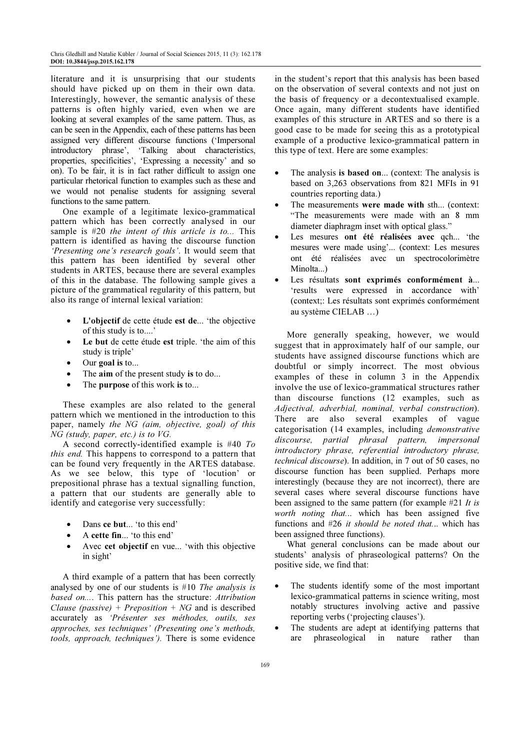literature and it is unsurprising that our students should have picked up on them in their own data. Interestingly, however, the semantic analysis of these patterns is often highly varied, even when we are looking at several examples of the same pattern. Thus, as can be seen in the Appendix, each of these patterns has been assigned very different discourse functions ('Impersonal introductory phrase', 'Talking about characteristics, properties, specificities', 'Expressing a necessity' and so on). To be fair, it is in fact rather difficult to assign one particular rhetorical function to examples such as these and we would not penalise students for assigning several functions to the same pattern.

One example of a legitimate lexico-grammatical pattern which has been correctly analysed in our sample is #20 *the intent of this article is to...* This pattern is identified as having the discourse function *'Presenting one's research goals'*. It would seem that this pattern has been identified by several other students in ARTES, because there are several examples of this in the database. The following sample gives a picture of the grammatical regularity of this pattern, but also its range of internal lexical variation:

- **L'objectif** de cette étude **est de**... 'the objective of this study is to....'
- **Le but** de cette étude **est** triple. 'the aim of this study is triple'
- Our **goal is** to...
- The **aim** of the present study **is** to do...
- The **purpose** of this work **is** to...

These examples are also related to the general pattern which we mentioned in the introduction to this paper, namely *the NG (aim, objective, goal) of this NG (study, paper, etc.) is to VG.*

A second correctly-identified example is #40 *To this end.* This happens to correspond to a pattern that can be found very frequently in the ARTES database. As we see below, this type of 'locution' or prepositional phrase has a textual signalling function, a pattern that our students are generally able to identify and categorise very successfully:

- Dans **ce but**... 'to this end'
- A **cette fin**... 'to this end'
- Avec **cet objectif** en vue... 'with this objective in sight'

A third example of a pattern that has been correctly analysed by one of our students is #10 *The analysis is based on....* This pattern has the structure: *Attribution Clause (passive) + Preposition + NG* and is described accurately as *'Présenter ses méthodes, outils, ses approches, ses techniques' (Presenting one's methods, tools, approach, techniques').* There is some evidence in the student's report that this analysis has been based on the observation of several contexts and not just on the basis of frequency or a decontextualised example. Once again, many different students have identified examples of this structure in ARTES and so there is a good case to be made for seeing this as a prototypical example of a productive lexico-grammatical pattern in this type of text. Here are some examples:

- The analysis **is based on**... (context: The analysis is based on 3,263 observations from 821 MFIs in 91 countries reporting data.)
- The measurements **were made with** sth... (context: "The measurements were made with an 8 mm diameter diaphragm inset with optical glass."
- Les mesures **ont été réalisées avec** qch... 'the mesures were made using'... (context: Les mesures ont été réalisées avec un spectrocolorimètre Minolta...)
- Les résultats **sont exprimés conformément à**... 'results were expressed in accordance with' (context;: Les résultats sont exprimés conformément au système CIELAB …)

More generally speaking, however, we would suggest that in approximately half of our sample, our students have assigned discourse functions which are doubtful or simply incorrect. The most obvious examples of these in column 3 in the Appendix involve the use of lexico-grammatical structures rather than discourse functions (12 examples, such as *Adjectival, adverbial, nominal, verbal construction*). There are also several examples of vague categorisation (14 examples, including *demonstrative discourse, partial phrasal pattern, impersonal introductory phrase, referential introductory phrase, technical discourse*). In addition, in 7 out of 50 cases, no discourse function has been supplied. Perhaps more interestingly (because they are not incorrect), there are several cases where several discourse functions have been assigned to the same pattern (for example #21 *It is worth noting that...* which has been assigned five functions and #26 *it should be noted that...* which has been assigned three functions).

What general conclusions can be made about our students' analysis of phraseological patterns? On the positive side, we find that:

- The students identify some of the most important lexico-grammatical patterns in science writing, most notably structures involving active and passive reporting verbs ('projecting clauses').
- The students are adept at identifying patterns that are phraseological in nature rather than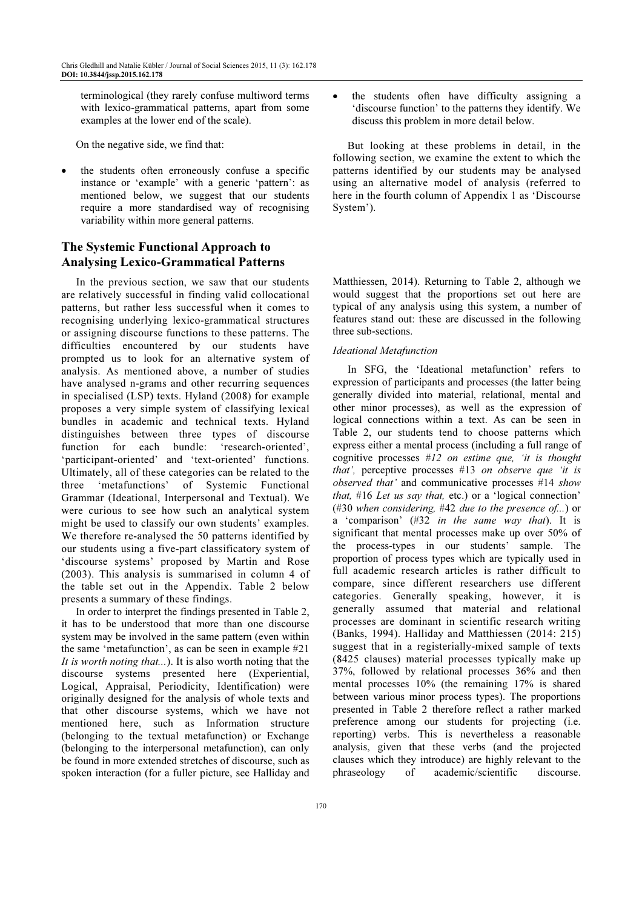terminological (they rarely confuse multiword terms with lexico-grammatical patterns, apart from some examples at the lower end of the scale).

On the negative side, we find that:

- the students often erroneously confuse a specific instance or 'example' with a generic 'pattern': as mentioned below, we suggest that our students require a more standardised way of recognising variability within more general patterns.
- the students often have difficulty assigning a 'discourse function' to the patterns they identify. We discuss this problem in more detail below.

But looking at these problems in detail, in the following section, we examine the extent to which the patterns identified by our students may be analysed using an alternative model of analysis (referred to here in the fourth column of Appendix 1 as 'Discourse System').

## The Systemic Functional Approach to Analysing Lexico-Grammatical Patterns

In the previous section, we saw that our students are relatively successful in finding valid collocational patterns, but rather less successful when it comes to recognising underlying lexico-grammatical structures or assigning discourse functions to these patterns. The difficulties encountered by our students have prompted us to look for an alternative system of analysis. As mentioned above, a number of studies have analysed n-grams and other recurring sequences in specialised (LSP) texts. Hyland (2008) for example proposes a very simple system of classifying lexical bundles in academic and technical texts. Hyland distinguishes between three types of discourse function for each bundle: 'research-oriented', 'participant-oriented' and 'text-oriented' functions. Ultimately, all of these categories can be related to the three 'metafunctions' of Systemic Functional Grammar (Ideational, Interpersonal and Textual). We were curious to see how such an analytical system might be used to classify our own students' examples. We therefore re-analysed the 50 patterns identified by our students using a five-part classificatory system of 'discourse systems' proposed by Martin and Rose (2003). This analysis is summarised in column 4 of the table set out in the Appendix. Table 2 below presents a summary of these findings.

In order to interpret the findings presented in Table 2, it has to be understood that more than one discourse system may be involved in the same pattern (even within the same 'metafunction', as can be seen in example #21 *It is worth noting that...*). It is also worth noting that the discourse systems presented here (Experiential, Logical, Appraisal, Periodicity, Identification) were originally designed for the analysis of whole texts and that other discourse systems, which we have not mentioned here, such as Information structure (belonging to the textual metafunction) or Exchange (belonging to the interpersonal metafunction), can only be found in more extended stretches of discourse, such as spoken interaction (for a fuller picture, see Halliday and Matthiessen, 2014). Returning to Table 2, although we would suggest that the proportions set out here are typical of any analysis using this system, a number of features stand out: these are discussed in the following three sub-sections.

### *Ideational Metafunction*

In SFG, the 'Ideational metafunction' refers to expression of participants and processes (the latter being generally divided into material, relational, mental and other minor processes), as well as the expression of logical connections within a text. As can be seen in Table 2, our students tend to choose patterns which express either a mental process (including a full range of cognitive processes #*12 on estime que, 'it is thought that',* perceptive processes #13 *on observe que 'it is observed that'* and communicative processes #14 *show that,* #16 *Let us say that,* etc.) or a 'logical connection' (#30 *when considering,* #42 *due to the presence of...*) or a 'comparison' (#32 *in the same way that*). It is significant that mental processes make up over 50% of the process-types in our students' sample. The proportion of process types which are typically used in full academic research articles is rather difficult to compare, since different researchers use different categories. Generally speaking, however, it is generally assumed that material and relational processes are dominant in scientific research writing (Banks, 1994). Halliday and Matthiessen (2014: 215) suggest that in a registerially-mixed sample of texts (8425 clauses) material processes typically make up 37%, followed by relational processes 36% and then mental processes 10% (the remaining 17% is shared between various minor process types). The proportions presented in Table 2 therefore reflect a rather marked preference among our students for projecting (i.e. reporting) verbs. This is nevertheless a reasonable analysis, given that these verbs (and the projected clauses which they introduce) are highly relevant to the phraseology of academic/scientific discourse.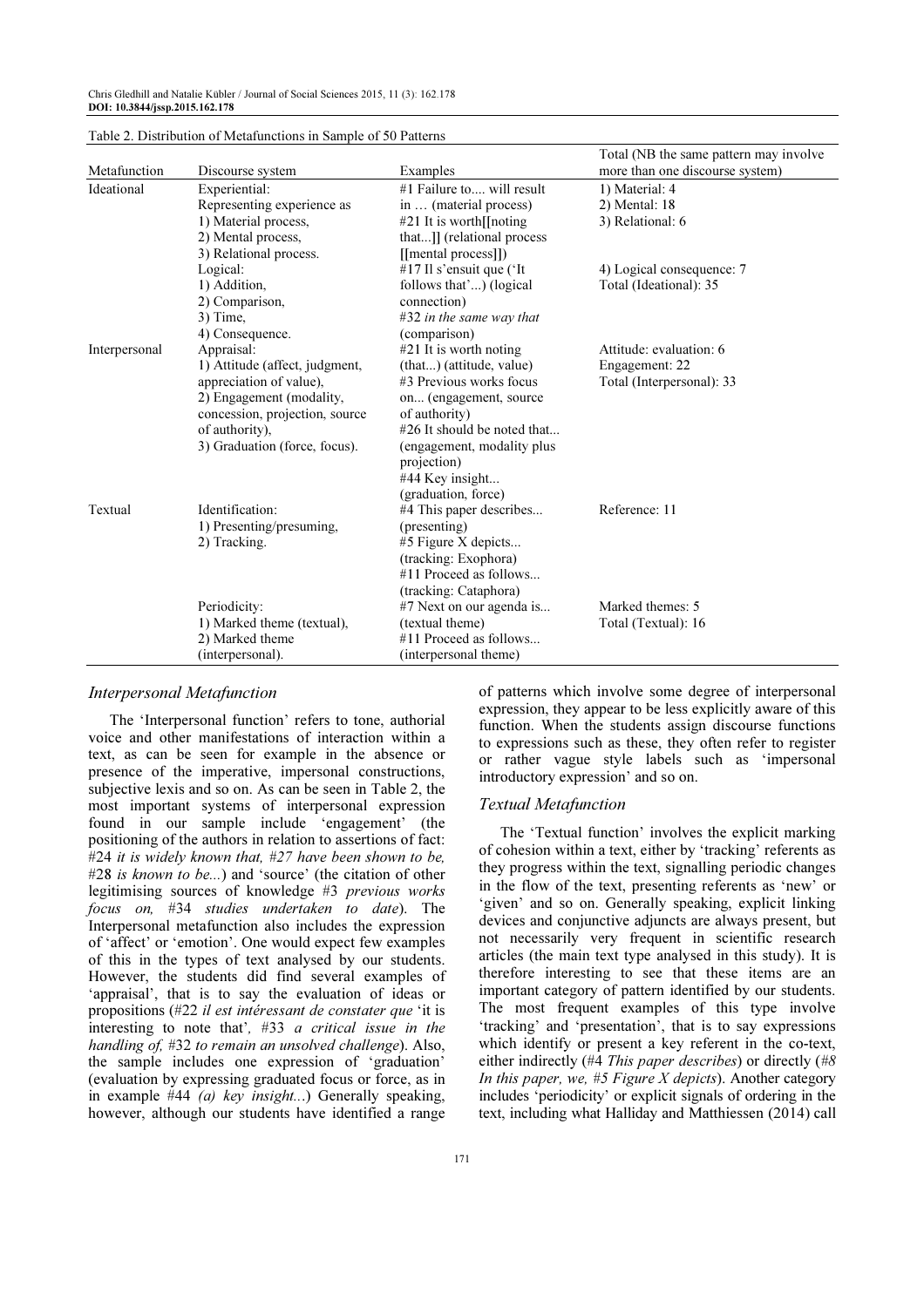Table 2. Distribution of Metafunctions in Sample of 50 Patterns

| Metafunction | Discourse system | Examples | Total (NB the same pattern may involve more than one discourse system) |
|---|---|---|---|
| Ideational | Experiential: Representing experience as 1) Material process, 2) Mental process, 3) Relational process. | #1 Failure to.... will result in … (material process) #21 It is worth[[noting that...]] (relational process [[mental process]]) | 1) Material: 4 2) Mental: 18 3) Relational: 6 |
| | Logical: 1) Addition, 2) Comparison, 3) Time, 4) Consequence. | #17 Il s'ensuit que ('It follows that'...) (logical connection) #32 *in the same way that* (comparison) | 4) Logical consequence: 7 Total (Ideational): 35 |
| Interpersonal | Appraisal: 1) Attitude (affect, judgment, appreciation of value), 2) Engagement (modality, concession, projection, source of authority), 3) Graduation (force, focus). | #21 It is worth noting (that...) (attitude, value) #3 Previous works focus on... (engagement, source of authority) #26 It should be noted that... (engagement, modality plus projection) #44 Key insight... (graduation, force) | Attitude: evaluation: 6 Engagement: 22 Total (Interpersonal): 33 |
| Textual | Identification: 1) Presenting/presuming, 2) Tracking. | #4 This paper describes... (presenting) #5 Figure X depicts... (tracking: Exophora) #11 Proceed as follows... (tracking: Cataphora) | Reference: 11 |
| | Periodicity: 1) Marked theme (textual), 2) Marked theme (interpersonal). | #7 Next on our agenda is... (textual theme) #11 Proceed as follows... (interpersonal theme) | Marked themes: 5 Total (Textual): 16 |

### Interpersonal Metafunction

The 'Interpersonal function' refers to tone, authorial voice and other manifestations of interaction within a text, as can be seen for example in the absence or presence of the imperative, impersonal constructions, subjective lexis and so on. As can be seen in Table 2, the most important systems of interpersonal expression found in our sample include 'engagement' (the positioning of the authors in relation to assertions of fact: #24 *it is widely known that, #27 have been shown to be,* #28 *is known to be...*) and 'source' (the citation of other legitimising sources of knowledge #3 *previous works focus on,* #34 *studies undertaken to date*). The Interpersonal metafunction also includes the expression of 'affect' or 'emotion'. One would expect few examples of this in the types of text analysed by our students. However, the students did find several examples of 'appraisal', that is to say the evaluation of ideas or propositions (#22 *il est intéressant de constater que* 'it is interesting to note that'*,* #33 *a critical issue in the handling of,* #32 *to remain an unsolved challenge*). Also, the sample includes one expression of 'graduation' (evaluation by expressing graduated focus or force, as in example #44 *(a) key insight...*) Generally speaking, however, although our students have identified a range of patterns which involve some degree of interpersonal expression, they appear to be less explicitly aware of this function. When the students assign discourse functions to expressions such as these, they often refer to register or rather vague style labels such as 'impersonal introductory expression' and so on.

### Textual Metafunction

The 'Textual function' involves the explicit marking of cohesion within a text, either by 'tracking' referents as they progress within the text, signalling periodic changes in the flow of the text, presenting referents as 'new' or 'given' and so on. Generally speaking, explicit linking devices and conjunctive adjuncts are always present, but not necessarily very frequent in scientific research articles (the main text type analysed in this study). It is therefore interesting to see that these items are an important category of pattern identified by our students. The most frequent examples of this type involve 'tracking' and 'presentation', that is to say expressions which identify or present a key referent in the co-text, either indirectly (#4 *This paper describes*) or directly (*#8 In this paper, we, #5 Figure X depicts*). Another category includes 'periodicity' or explicit signals of ordering in the text, including what Halliday and Matthiessen (2014) call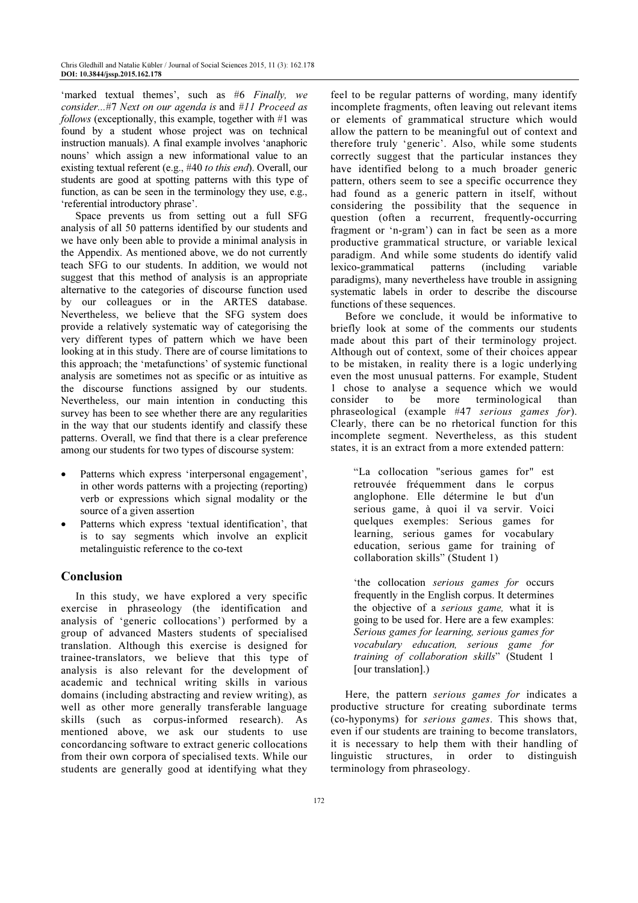'marked textual themes', such as #6 *Finally, we consider...*#7 *Next on our agenda is* and *#11 Proceed as follows* (exceptionally, this example, together with #1 was found by a student whose project was on technical instruction manuals). A final example involves 'anaphoric nouns' which assign a new informational value to an existing textual referent (e.g., #40 *to this end*). Overall, our students are good at spotting patterns with this type of function, as can be seen in the terminology they use, e.g., 'referential introductory phrase'.

Space prevents us from setting out a full SFG analysis of all 50 patterns identified by our students and we have only been able to provide a minimal analysis in the Appendix. As mentioned above, we do not currently teach SFG to our students. In addition, we would not suggest that this method of analysis is an appropriate alternative to the categories of discourse function used by our colleagues or in the ARTES database. Nevertheless, we believe that the SFG system does provide a relatively systematic way of categorising the very different types of pattern which we have been looking at in this study. There are of course limitations to this approach; the 'metafunctions' of systemic functional analysis are sometimes not as specific or as intuitive as the discourse functions assigned by our students. Nevertheless, our main intention in conducting this survey has been to see whether there are any regularities in the way that our students identify and classify these patterns. Overall, we find that there is a clear preference among our students for two types of discourse system:

- Patterns which express 'interpersonal engagement', in other words patterns with a projecting (reporting) verb or expressions which signal modality or the source of a given assertion
- Patterns which express 'textual identification', that is to say segments which involve an explicit metalinguistic reference to the co-text

## Conclusion

In this study, we have explored a very specific exercise in phraseology (the identification and analysis of 'generic collocations') performed by a group of advanced Masters students of specialised translation. Although this exercise is designed for trainee-translators, we believe that this type of analysis is also relevant for the development of academic and technical writing skills in various domains (including abstracting and review writing), as well as other more generally transferable language skills (such as corpus-informed research). As mentioned above, we ask our students to use concordancing software to extract generic collocations from their own corpora of specialised texts. While our students are generally good at identifying what they feel to be regular patterns of wording, many identify incomplete fragments, often leaving out relevant items or elements of grammatical structure which would allow the pattern to be meaningful out of context and therefore truly 'generic'. Also, while some students correctly suggest that the particular instances they have identified belong to a much broader generic pattern, others seem to see a specific occurrence they had found as a generic pattern in itself, without considering the possibility that the sequence in question (often a recurrent, frequently-occurring fragment or 'n-gram') can in fact be seen as a more productive grammatical structure, or variable lexical paradigm. And while some students do identify valid lexico-grammatical patterns (including variable paradigms), many nevertheless have trouble in assigning systematic labels in order to describe the discourse functions of these sequences.

Before we conclude, it would be informative to briefly look at some of the comments our students made about this part of their terminology project. Although out of context, some of their choices appear to be mistaken, in reality there is a logic underlying even the most unusual patterns. For example, Student 1 chose to analyse a sequence which we would consider to be more terminological than phraseological (example #47 *serious games for*). Clearly, there can be no rhetorical function for this incomplete segment. Nevertheless, as this student states, it is an extract from a more extended pattern:

> "La collocation "serious games for" est retrouvée fréquemment dans le corpus anglophone. Elle détermine le but d'un serious game, à quoi il va servir. Voici quelques exemples: Serious games for learning, serious games for vocabulary education, serious game for training of collaboration skills" (Student 1)

> 'the collocation *serious games for* occurs frequently in the English corpus. It determines the objective of a *serious game,* what it is going to be used for. Here are a few examples: *Serious games for learning, serious games for vocabulary education, serious game for training of collaboration skills*" (Student 1 [our translation].)

Here, the pattern *serious games for* indicates a productive structure for creating subordinate terms (co-hyponyms) for *serious games*. This shows that, even if our students are training to become translators, it is necessary to help them with their handling of linguistic structures, in order to distinguish terminology from phraseology.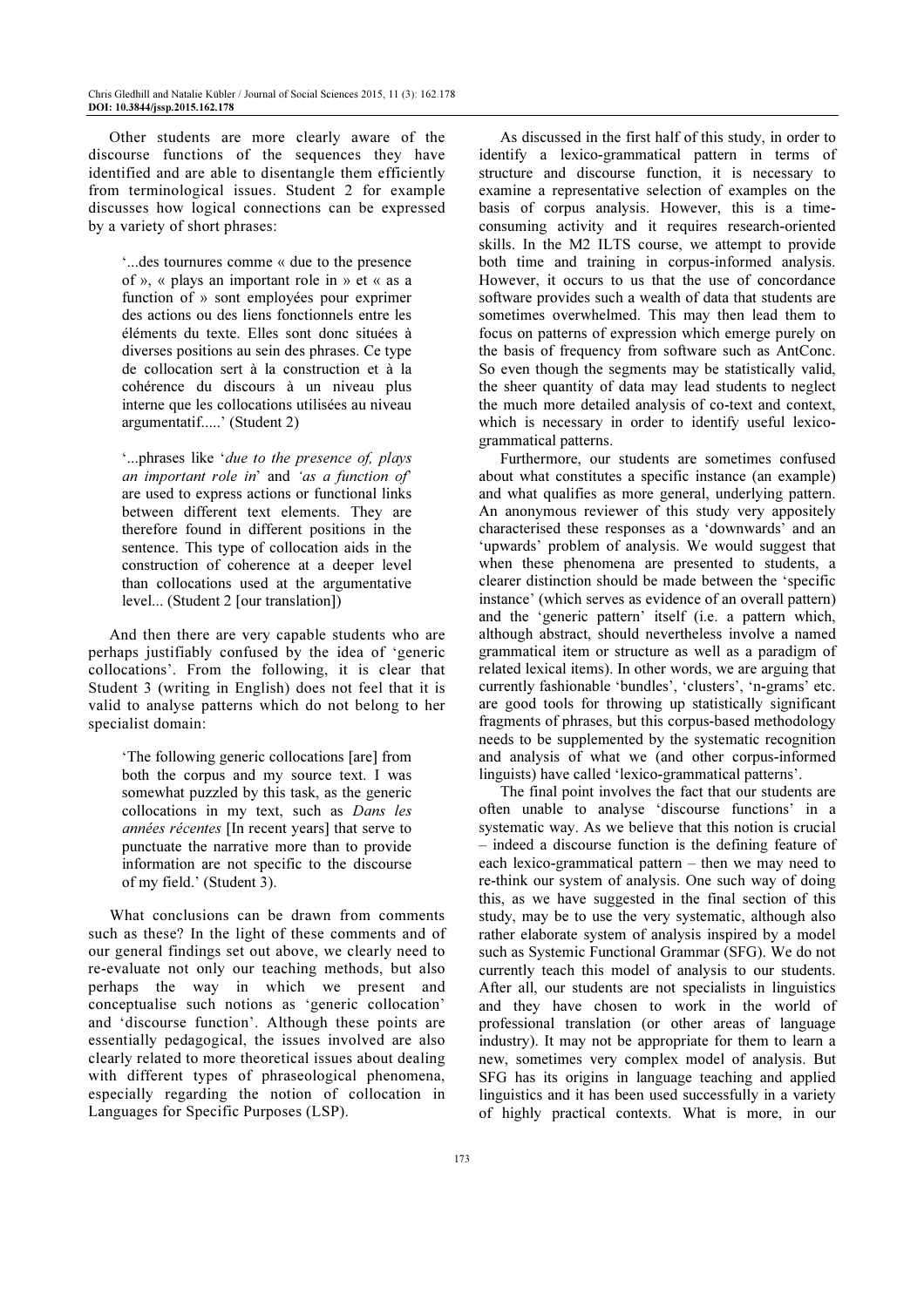Other students are more clearly aware of the discourse functions of the sequences they have identified and are able to disentangle them efficiently from terminological issues. Student 2 for example discusses how logical connections can be expressed by a variety of short phrases:

> '...des tournures comme « due to the presence of », « plays an important role in » et « as a function of » sont employées pour exprimer des actions ou des liens fonctionnels entre les éléments du texte. Elles sont donc situées à diverses positions au sein des phrases. Ce type de collocation sert à la construction et à la cohérence du discours à un niveau plus interne que les collocations utilisées au niveau argumentatif.....' (Student 2)

> '...phrases like '*due to the presence of, plays an important role in*' and *'as a function of*' are used to express actions or functional links between different text elements. They are therefore found in different positions in the sentence. This type of collocation aids in the construction of coherence at a deeper level than collocations used at the argumentative level... (Student 2 [our translation])

And then there are very capable students who are perhaps justifiably confused by the idea of 'generic collocations'. From the following, it is clear that Student 3 (writing in English) does not feel that it is valid to analyse patterns which do not belong to her specialist domain:

> 'The following generic collocations [are] from both the corpus and my source text. I was somewhat puzzled by this task, as the generic collocations in my text, such as *Dans les années récentes* [In recent years] that serve to punctuate the narrative more than to provide information are not specific to the discourse of my field.' (Student 3).

What conclusions can be drawn from comments such as these? In the light of these comments and of our general findings set out above, we clearly need to re-evaluate not only our teaching methods, but also perhaps the way in which we present and conceptualise such notions as 'generic collocation' and 'discourse function'. Although these points are essentially pedagogical, the issues involved are also clearly related to more theoretical issues about dealing with different types of phraseological phenomena, especially regarding the notion of collocation in Languages for Specific Purposes (LSP).

As discussed in the first half of this study, in order to identify a lexico-grammatical pattern in terms of structure and discourse function, it is necessary to examine a representative selection of examples on the basis of corpus analysis. However, this is a time-consuming activity and it requires research-oriented skills. In the M2 ILTS course, we attempt to provide both time and training in corpus-informed analysis. However, it occurs to us that the use of concordance software provides such a wealth of data that students are sometimes overwhelmed. This may then lead them to focus on patterns of expression which emerge purely on the basis of frequency from software such as AntConc. So even though the segments may be statistically valid, the sheer quantity of data may lead students to neglect the much more detailed analysis of co-text and context, which is necessary in order to identify useful lexico-grammatical patterns.

Furthermore, our students are sometimes confused about what constitutes a specific instance (an example) and what qualifies as more general, underlying pattern. An anonymous reviewer of this study very appositely characterised these responses as a 'downwards' and an 'upwards' problem of analysis. We would suggest that when these phenomena are presented to students, a clearer distinction should be made between the 'specific instance' (which serves as evidence of an overall pattern) and the 'generic pattern' itself (i.e. a pattern which, although abstract, should nevertheless involve a named grammatical item or structure as well as a paradigm of related lexical items). In other words, we are arguing that currently fashionable 'bundles', 'clusters', 'n-grams' etc. are good tools for throwing up statistically significant fragments of phrases, but this corpus-based methodology needs to be supplemented by the systematic recognition and analysis of what we (and other corpus-informed linguists) have called 'lexico-grammatical patterns'.

The final point involves the fact that our students are often unable to analyse 'discourse functions' in a systematic way. As we believe that this notion is crucial – indeed a discourse function is the defining feature of each lexico-grammatical pattern – then we may need to re-think our system of analysis. One such way of doing this, as we have suggested in the final section of this study, may be to use the very systematic, although also rather elaborate system of analysis inspired by a model such as Systemic Functional Grammar (SFG). We do not currently teach this model of analysis to our students. After all, our students are not specialists in linguistics and they have chosen to work in the world of professional translation (or other areas of language industry). It may not be appropriate for them to learn a new, sometimes very complex model of analysis. But SFG has its origins in language teaching and applied linguistics and it has been used successfully in a variety of highly practical contexts. What is more, in our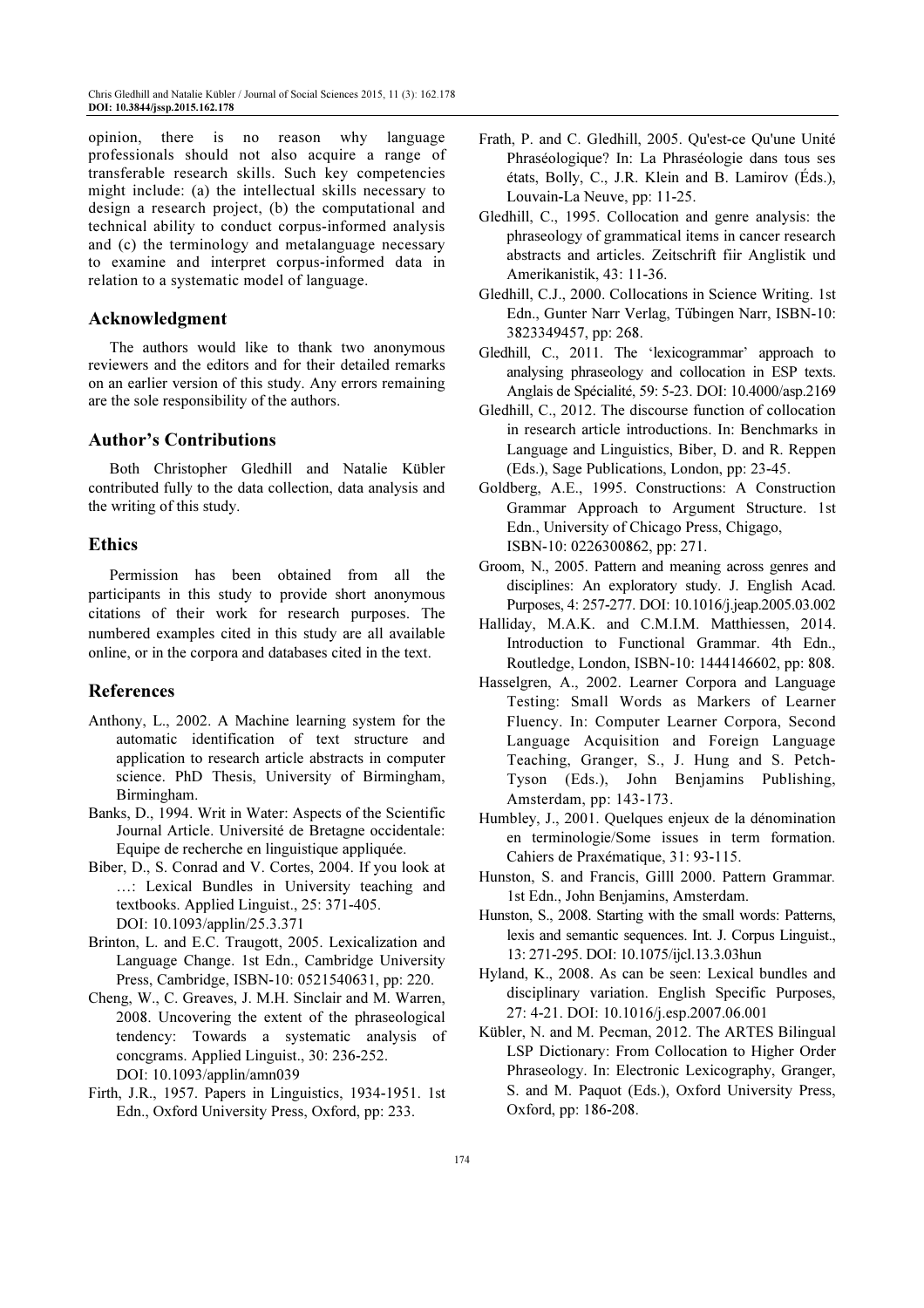opinion, there is no reason why language professionals should not also acquire a range of transferable research skills. Such key competencies might include: (a) the intellectual skills necessary to design a research project, (b) the computational and technical ability to conduct corpus-informed analysis and (c) the terminology and metalanguage necessary to examine and interpret corpus-informed data in relation to a systematic model of language.

## Acknowledgment

The authors would like to thank two anonymous reviewers and the editors and for their detailed remarks on an earlier version of this study. Any errors remaining are the sole responsibility of the authors.

## Author's Contributions

Both Christopher Gledhill and Natalie Kübler contributed fully to the data collection, data analysis and the writing of this study.

## Ethics

Permission has been obtained from all the participants in this study to provide short anonymous citations of their work for research purposes. The numbered examples cited in this study are all available online, or in the corpora and databases cited in the text.

## References

Anthony, L., 2002. A Machine learning system for the automatic identification of text structure and application to research article abstracts in computer science. PhD Thesis, University of Birmingham, Birmingham.

Banks, D., 1994. Writ in Water: Aspects of the Scientific Journal Article. Université de Bretagne occidentale: Equipe de recherche en linguistique appliquée.

Biber, D., S. Conrad and V. Cortes, 2004. If you look at …: Lexical Bundles in University teaching and textbooks. Applied Linguist., 25: 371-405. DOI: 10.1093/applin/25.3.371

Brinton, L. and E.C. Traugott, 2005. Lexicalization and Language Change. 1st Edn., Cambridge University Press, Cambridge, ISBN-10: 0521540631, pp: 220.

Cheng, W., C. Greaves, J. M.H. Sinclair and M. Warren, 2008. Uncovering the extent of the phraseological tendency: Towards a systematic analysis of concgrams. Applied Linguist., 30: 236-252. DOI: 10.1093/applin/amn039

Firth, J.R., 1957. Papers in Linguistics, 1934-1951. 1st Edn., Oxford University Press, Oxford, pp: 233.

Frath, P. and C. Gledhill, 2005. Qu'est-ce Qu'une Unité Phraséologique? In: La Phraséologie dans tous ses états, Bolly, C., J.R. Klein and B. Lamirov (Éds.), Louvain-La Neuve, pp: 11-25.

Gledhill, C., 1995. Collocation and genre analysis: the phraseology of grammatical items in cancer research abstracts and articles. Zeitschrift fiir Anglistik und Amerikanistik, 43: 11-36.

Gledhill, C.J., 2000. Collocations in Science Writing. 1st Edn., Gunter Narr Verlag, Tűbingen Narr, ISBN-10: 3823349457, pp: 268.

Gledhill, C., 2011. The 'lexicogrammar' approach to analysing phraseology and collocation in ESP texts. Anglais de Spécialité, 59: 5-23. DOI: 10.4000/asp.2169

Gledhill, C., 2012. The discourse function of collocation in research article introductions. In: Benchmarks in Language and Linguistics, Biber, D. and R. Reppen (Eds.), Sage Publications, London, pp: 23-45.

Goldberg, A.E., 1995. Constructions: A Construction Grammar Approach to Argument Structure. 1st Edn., University of Chicago Press, Chigago, ISBN-10: 0226300862, pp: 271.

Groom, N., 2005. Pattern and meaning across genres and disciplines: An exploratory study. J. English Acad. Purposes, 4: 257-277. DOI: 10.1016/j.jeap.2005.03.002

Halliday, M.A.K. and C.M.I.M. Matthiessen, 2014. Introduction to Functional Grammar. 4th Edn., Routledge, London, ISBN-10: 1444146602, pp: 808.

Hasselgren, A., 2002. Learner Corpora and Language Testing: Small Words as Markers of Learner Fluency. In: Computer Learner Corpora, Second Language Acquisition and Foreign Language Teaching, Granger, S., J. Hung and S. Petch-Tyson (Eds.), John Benjamins Publishing, Amsterdam, pp: 143-173.

Humbley, J., 2001. Quelques enjeux de la dénomination en terminologie/Some issues in term formation. Cahiers de Praxématique, 31: 93-115.

Hunston, S. and Francis, Gilll 2000. Pattern Grammar. 1st Edn., John Benjamins, Amsterdam.

Hunston, S., 2008. Starting with the small words: Patterns, lexis and semantic sequences. Int. J. Corpus Linguist., 13: 271-295. DOI: 10.1075/ijcl.13.3.03hun

Hyland, K., 2008. As can be seen: Lexical bundles and disciplinary variation. English Specific Purposes, 27: 4-21. DOI: 10.1016/j.esp.2007.06.001

Kübler, N. and M. Pecman, 2012. The ARTES Bilingual LSP Dictionary: From Collocation to Higher Order Phraseology. In: Electronic Lexicography, Granger, S. and M. Paquot (Eds.), Oxford University Press, Oxford, pp: 186-208.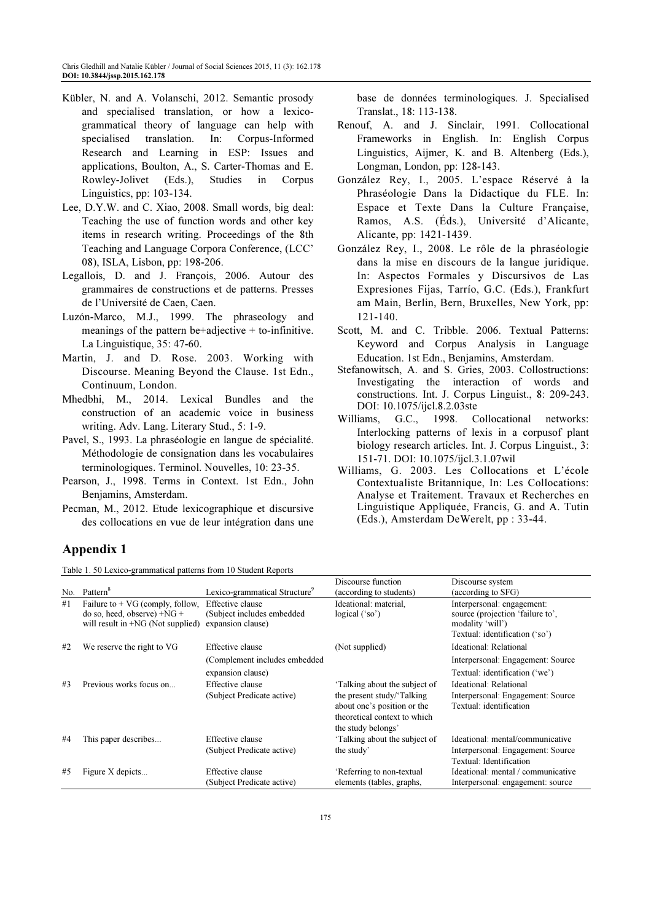Kübler, N. and A. Volanschi, 2012. Semantic prosody and specialised translation, or how a lexico-grammatical theory of language can help with specialised translation. In: Corpus-Informed Research and Learning in ESP: Issues and applications, Boulton, A., S. Carter-Thomas and E. Rowley-Jolivet (Eds.), Studies in Corpus Linguistics, pp: 103-134.

Lee, D.Y.W. and C. Xiao, 2008. Small words, big deal: Teaching the use of function words and other key items in research writing. Proceedings of the 8th Teaching and Language Corpora Conference, (LCC' 08), ISLA, Lisbon, pp: 198-206.

Legallois, D. and J. François, 2006. Autour des grammaires de constructions et de patterns. Presses de l'Université de Caen, Caen.

Luzón-Marco, M.J., 1999. The phraseology and meanings of the pattern be+adjective + to-infinitive. La Linguistique, 35: 47-60.

Martin, J. and D. Rose. 2003. Working with Discourse. Meaning Beyond the Clause. 1st Edn., Continuum, London.

Mhedbhi, M., 2014. Lexical Bundles and the construction of an academic voice in business writing. Adv. Lang. Literary Stud., 5: 1-9.

Pavel, S., 1993. La phraséologie en langue de spécialité. Méthodologie de consignation dans les vocabulaires terminologiques. Terminol. Nouvelles, 10: 23-35.

Pearson, J., 1998. Terms in Context. 1st Edn., John Benjamins, Amsterdam.

Pecman, M., 2012. Etude lexicographique et discursive des collocations en vue de leur intégration dans une base de données terminologiques. J. Specialised Translat., 18: 113-138.

Renouf, A. and J. Sinclair, 1991. Collocational Frameworks in English. In: English Corpus Linguistics, Aijmer, K. and B. Altenberg (Eds.), Longman, London, pp: 128-143.

González Rey, I., 2005. L'espace Réservé à la Phraséologie Dans la Didactique du FLE. In: Espace et Texte Dans la Culture Française, Ramos, A.S. (Éds.), Université d'Alicante, Alicante, pp: 1421-1439.

González Rey, I., 2008. Le rôle de la phraséologie dans la mise en discours de la langue juridique. In: Aspectos Formales y Discursivos de Las Expresiones Fijas, Tarrío, G.C. (Eds.), Frankfurt am Main, Berlin, Bern, Bruxelles, New York, pp: 121-140.

Scott, M. and C. Tribble. 2006. Textual Patterns: Keyword and Corpus Analysis in Language Education. 1st Edn., Benjamins, Amsterdam.

Stefanowitsch, A. and S. Gries, 2003. Collostructions: Investigating the interaction of words and constructions. Int. J. Corpus Linguist., 8: 209-243. DOI: 10.1075/ijcl.8.2.03ste

Williams, G.C., 1998. Collocational networks: Interlocking patterns of lexis in a corpusof plant biology research articles. Int. J. Corpus Linguist., 3: 151-71. DOI: 10.1075/ijcl.3.1.07wil

Williams, G. 2003. Les Collocations et L'école Contextualiste Britannique, In: Les Collocations: Analyse et Traitement. Travaux et Recherches en Linguistique Appliquée, Francis, G. and A. Tutin (Eds.), Amsterdam DeWerelt, pp : 33-44.

## Appendix 1

Table 1. 50 Lexico-grammatical patterns from 10 Student Reports

| No. | Pattern[8] | Lexico-grammatical Structure[9] | Discourse function (according to students) | Discourse system (according to SFG) |
|---|---|---|---|---|
| #1 | Failure to + VG (comply, follow, do so, heed, observe) +NG + will result in +NG (Not supplied) | Effective clause (Subject includes embedded expansion clause) | Ideational: material, logical ('so') | Interpersonal: engagement: source (projection 'failure to', modality 'will') Textual: identification ('so') |
| #2 | We reserve the right to VG | Effective clause (Complement includes embedded expansion clause) | (Not supplied) | Ideational: Relational Interpersonal: Engagement: Source Textual: identification ('we') |
| #3 | Previous works focus on... | Effective clause (Subject Predicate active) | 'Talking about the subject of the present study/'Talking about one's position or the theoretical context to which the study belongs' | Ideational: Relational Interpersonal: Engagement: Source Textual: identification |
| #4 | This paper describes... | Effective clause (Subject Predicate active) | 'Talking about the subject of the study' | Ideational: mental/communicative Interpersonal: Engagement: Source Textual: Identification |
| #5 | Figure X depicts... | Effective clause (Subject Predicate active) | 'Referring to non-textual elements (tables, graphs, | Ideational: mental / communicative Interpersonal: engagement: source |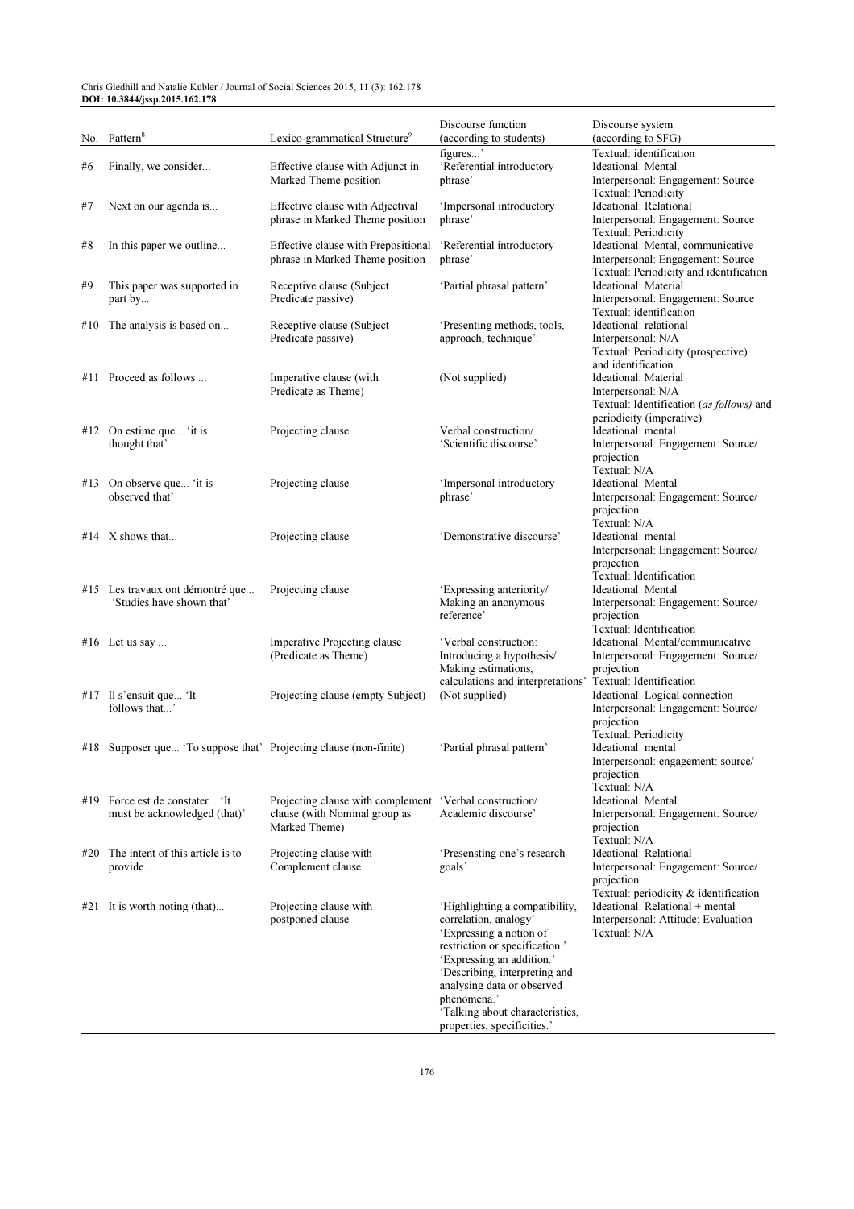| No. | Pattern[8] | Lexico-grammatical Structure[9] | Discourse function (according to students) | Discourse system (according to SFG) |
|---|---|---|---|---|
| | | | figures...' | Textual: identification |
| #6 | Finally, we consider... | Effective clause with Adjunct in Marked Theme position | 'Referential introductory phrase' | Ideational: Mental<br>Interpersonal: Engagement: Source<br>Textual: Periodicity |
| #7 | Next on our agenda is... | Effective clause with Adjectival phrase in Marked Theme position | 'Impersonal introductory phrase' | Ideational: Relational<br>Interpersonal: Engagement: Source<br>Textual: Periodicity |
| #8 | In this paper we outline... | Effective clause with Prepositional phrase in Marked Theme position | 'Referential introductory phrase' | Ideational: Mental, communicative<br>Interpersonal: Engagement: Source<br>Textual: Periodicity and identification |
| #9 | This paper was supported in part by... | Receptive clause (Subject Predicate passive) | 'Partial phrasal pattern' | Ideational: Material<br>Interpersonal: Engagement: Source<br>Textual: identification |
| #10 | The analysis is based on... | Receptive clause (Subject Predicate passive) | 'Presenting methods, tools, approach, technique'. | Ideational: relational<br>Interpersonal: N/A<br>Textual: Periodicity (prospective) and identification |
| #11 | Proceed as follows ... | Imperative clause (with Predicate as Theme) | (Not supplied) | Ideational: Material<br>Interpersonal: N/A<br>Textual: Identification (*as follows*) and periodicity (imperative) |
| #12 | On estime que... 'it is thought that' | Projecting clause | Verbal construction/ 'Scientific discourse' | Ideational: mental<br>Interpersonal: Engagement: Source/ projection<br>Textual: N/A |
| #13 | On observe que... 'it is observed that' | Projecting clause | 'Impersonal introductory phrase' | Ideational: Mental<br>Interpersonal: Engagement: Source/ projection<br>Textual: N/A |
| #14 | X shows that... | Projecting clause | 'Demonstrative discourse' | Ideational: mental<br>Interpersonal: Engagement: Source/ projection<br>Textual: Identification |
| #15 | Les travaux ont démontré que... 'Studies have shown that' | Projecting clause | 'Expressing anteriority/ Making an anonymous reference' | Ideational: Mental<br>Interpersonal: Engagement: Source/ projection<br>Textual: Identification |
| #16 | Let us say ... | Imperative Projecting clause (Predicate as Theme) | 'Verbal construction: Introducing a hypothesis/ Making estimations, calculations and interpretations' | Ideational: Mental/communicative<br>Interpersonal: Engagement: Source/ projection<br>Textual: Identification |
| #17 | Il s'ensuit que... 'It follows that...' | Projecting clause (empty Subject) | (Not supplied) | Ideational: Logical connection<br>Interpersonal: Engagement: Source/ projection<br>Textual: Periodicity |
| #18 | Supposer que... 'To suppose that' | Projecting clause (non-finite) | 'Partial phrasal pattern' | Ideational: mental<br>Interpersonal: engagement: source/ projection<br>Textual: N/A |
| #19 | Force est de constater... 'It must be acknowledged (that)' | Projecting clause with complement clause (with Nominal group as Marked Theme) | 'Verbal construction/ Academic discourse' | Ideational: Mental<br>Interpersonal: Engagement: Source/ projection<br>Textual: N/A |
| #20 | The intent of this article is to provide... | Projecting clause with Complement clause | 'Presensting one's research goals' | Ideational: Relational<br>Interpersonal: Engagement: Source/ projection<br>Textual: periodicity & identification |
| #21 | It is worth noting (that)... | Projecting clause with postponed clause | 'Highlighting a compatibility, correlation, analogy'<br>'Expressing a notion of restriction or specification.'<br>'Expressing an addition.'<br>'Describing, interpreting and analysing data or observed phenomena.'<br>'Talking about characteristics, properties, specificities.' | Ideational: Relational + mental<br>Interpersonal: Attitude: Evaluation<br>Textual: N/A |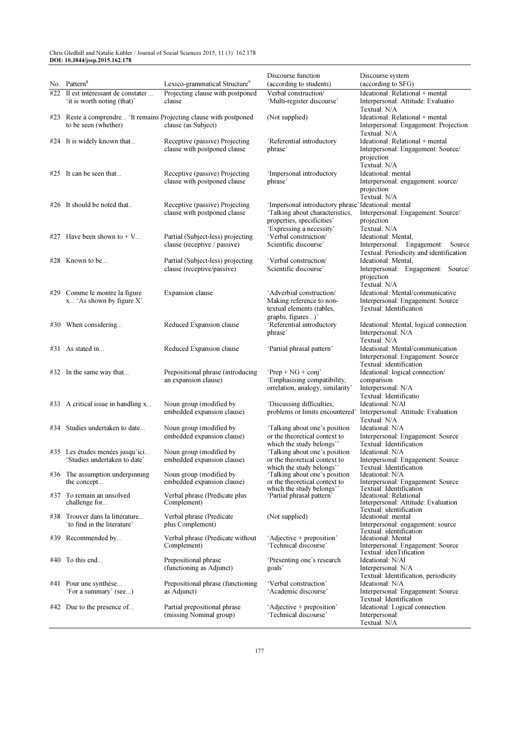| No. | Pattern[8] | Lexico-grammatical Structure[9] | Discourse function (according to students) | Discourse system (according to SFG) |
|---|---|---|---|---|
| #22 | Il est intéressant de constater ... 'it is worth noting (that)' | Projecting clause with postponed clause | Verbal construction/ 'Multi-register discourse' | Ideational: Relational + mental<br>Interpersonal: Attitude: Evaluatio<br>Textual: N/A |
| #23 | Reste à comprendre... 'It remains to be seen (whether) | Projecting clause with postponed clause (as Subject) | (Not supplied) | Ideational: Relational + mental<br>Interpersonal: Engagement: Projection<br>Textual: N/A |
| #24 | It is widely known that... | Receptive (passive) Projecting clause with postponed clause | 'Referential introductory phrase' | Ideational: Relational + mental<br>Interpersonal: Engagement: Source/ projection<br>Textual: N/A |
| #25 | It can be seen that... | Receptive (passive) Projecting clause with postponed clause | 'Impersonal introductory phrase' | Ideational: mental<br>Interpersonal: engagement: source/ projection<br>Textual: N/A |
| #26 | It should be noted that.. | Receptive (passive) Projecting clause with postponed clause | 'Impersonal introductory phrase'<br>'Talking about characteristics, properties, specificities'<br>'Expressing a necessity' | Ideational: mental<br>Interpersonal: Engagement: Source/ projection<br>Textual: N/A |
| #27 | Have been shown to + V... | Partial (Subject-less) projecting clause (receptive / passive) | 'Verbal construction/ Scientific discourse' | Ideational: Mental,<br>Interpersonal: Engagement: Source<br>Textual: Periodicity and identification |
| #28 | Known to be... | Partial (Subject-less) projecting clause (receptive/passive) | 'Verbal construction/ Scientific discourse' | Ideational: Mental,<br>Interpersonal: Engagement: Source/ projection<br>Textual: N/A |
| #29 | Comme le montre la figure x... 'As shown by figure X' | Expansion clause | 'Adverbial construction/ Making reference to non-textual elements (tables, graphs, figures...)' | Ideational: Mental/communicative<br>Interpersonal: Engagement: Source<br>Textual: Identification |
| #30 | When considering... | Reduced Expansion clause | 'Referential introductory phrase' | Ideational: Mental, logical connection<br>Interpersonal: N/A<br>Textual: N/A |
| #31 | As stated in... | Reduced Expansion clause | 'Partial phrasal pattern' | Ideational: Mental/communication<br>Interpersonal: Engagement: Source<br>Textual: identification |
| #32 | In the same way that... | Prepositional phrase (introducing an expansion clause) | 'Prep + NG + conj'<br>'Emphasising compatibility, orrelation, analogy, similarity' | Ideational: logical connection/ comparison<br>Interpersonal: N/A<br>Textual: Identificatio |
| #33 | A critical issue in handling x... | Noun group (modified by embedded expansion clause) | 'Discussing difficulties, problems or limits encountered' | Ideational: N/Al<br>Interpersonal: Attitude: Evaluation<br>Textual: N/A |
| #34 | Studies undertaken to date... | Noun group (modified by embedded expansion clause) | 'Talking about one's position or the theoretical context to which the study belongs'' | Ideational: N/A<br>Interpersonal: Engagement: Source<br>Textual: Identification |
| #35 | Les études menées jusqu'ici... 'Studies undertaken to date' | Noun group (modified by embedded expansion clause) | 'Talking about one's position or the theoretical context to which the study belongs'' | Ideational: N/A<br>Interpersonal: Engagement: Source<br>Textual: Identification |
| #36 | The assumption underpinning the concept... | Noun group (modified by embedded expansion clause) | 'Talking about one's position or the theoretical context to which the study belongs'' | Ideational: N/A<br>Interpersonal: Engagement: Source<br>Textual: Identification |
| #37 | To remain an unsolved challenge for... | Verbal phrase (Predicate plus Complement) | 'Partial phrasal pattern' | Ideational: Relational<br>Interpersonal: Attitude: Evaluation<br>Textual: identification |
| #38 | Trouver dans la littérature... 'to find in the literature' | Verbal phrase (Predicate plus Complement) | (Not supplied) | Ideational: mental<br>Interpersonal: engagement: source<br>Textual: identification |
| #39 | Recommended by... | Verbal phrase (Predicate without Complement) | 'Adjective + preposition'<br>'Technical discourse' | Ideational: Mental<br>Interpersonal: Engagement: Source<br>Textual: idenTification |
| #40 | To this end... | Prepositional phrase (functioning as Adjunct) | 'Presenting one's research goals' | Ideational: N/Al<br>Interpersonal: N/A<br>Textual: Identification, periodicity |
| #41 | Pour une synthèse... 'For a summary' (see...) | Prepositional phrase (functioning as Adjunct) | 'Verbal construction'<br>'Academic discourse' | Ideational: N/A<br>Interpersonal: Engagement: Source<br>Textual: Identification |
| #42 | Due to the presence of... | Partial prepositional phrase (missing Nominal group) | 'Adjective + preposition'<br>'Technical discourse' | Ideational: Logical connection<br>Interpersonal:<br>Textual: N/A |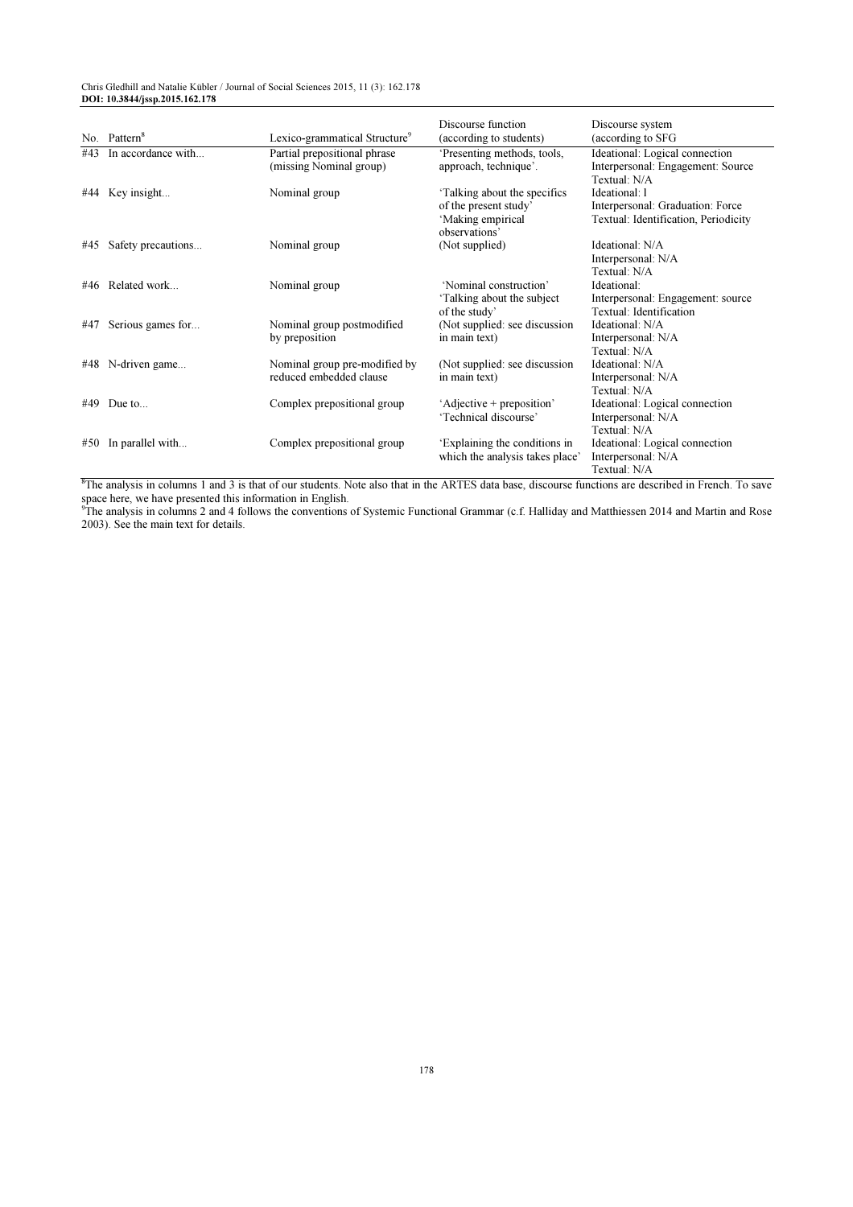| No. | Pattern[8] | Lexico-grammatical Structure[9] | Discourse function (according to students) | Discourse system (according to SFG) |
|---|---|---|---|---|
| #43 | In accordance with... | Partial prepositional phrase (missing Nominal group) | 'Presenting methods, tools, approach, technique'. | Ideational: Logical connection<br>Interpersonal: Engagement: Source<br>Textual: N/A |
| #44 | Key insight... | Nominal group | 'Talking about the specifics of the present study'<br>'Making empirical observations' | Ideational: l<br>Interpersonal: Graduation: Force<br>Textual: Identification, Periodicity |
| #45 | Safety precautions... | Nominal group | (Not supplied) | Ideational: N/A<br>Interpersonal: N/A<br>Textual: N/A |
| #46 | Related work... | Nominal group | 'Nominal construction'<br>'Talking about the subject of the study' | Ideational:<br>Interpersonal: Engagement: source<br>Textual: Identification |
| #47 | Serious games for... | Nominal group postmodified by preposition | (Not supplied: see discussion in main text) | Ideational: N/A<br>Interpersonal: N/A<br>Textual: N/A |
| #48 | N-driven game... | Nominal group pre-modified by reduced embedded clause | (Not supplied: see discussion in main text) | Ideational: N/A<br>Interpersonal: N/A<br>Textual: N/A |
| #49 | Due to... | Complex prepositional group | 'Adjective + preposition'<br>'Technical discourse' | Ideational: Logical connection<br>Interpersonal: N/A<br>Textual: N/A |
| #50 | In parallel with... | Complex prepositional group | 'Explaining the conditions in which the analysis takes place' | Ideational: Logical connection<br>Interpersonal: N/A<br>Textual: N/A |

[8]The analysis in columns 1 and 3 is that of our students. Note also that in the ARTES data base, discourse functions are described in French. To save space here, we have presented this information in English.

[9]The analysis in columns 2 and 4 follows the conventions of Systemic Functional Grammar (c.f. Halliday and Matthiessen 2014 and Martin and Rose 2003). See the main text for details.